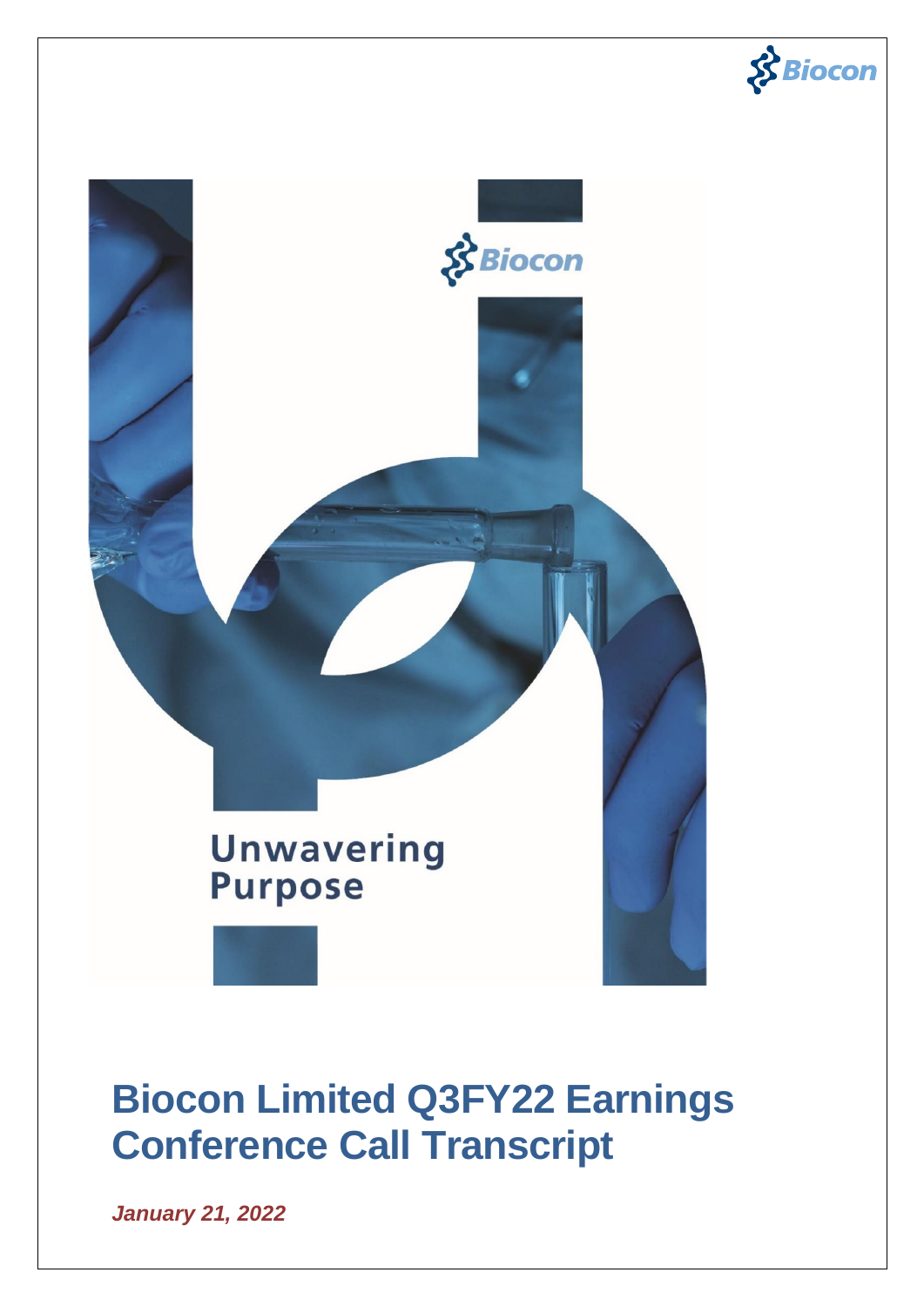Unwavering Purpose

# Biocon Limited Q3FY22 Earnings Conference Call Transcript

***January 21, 2022***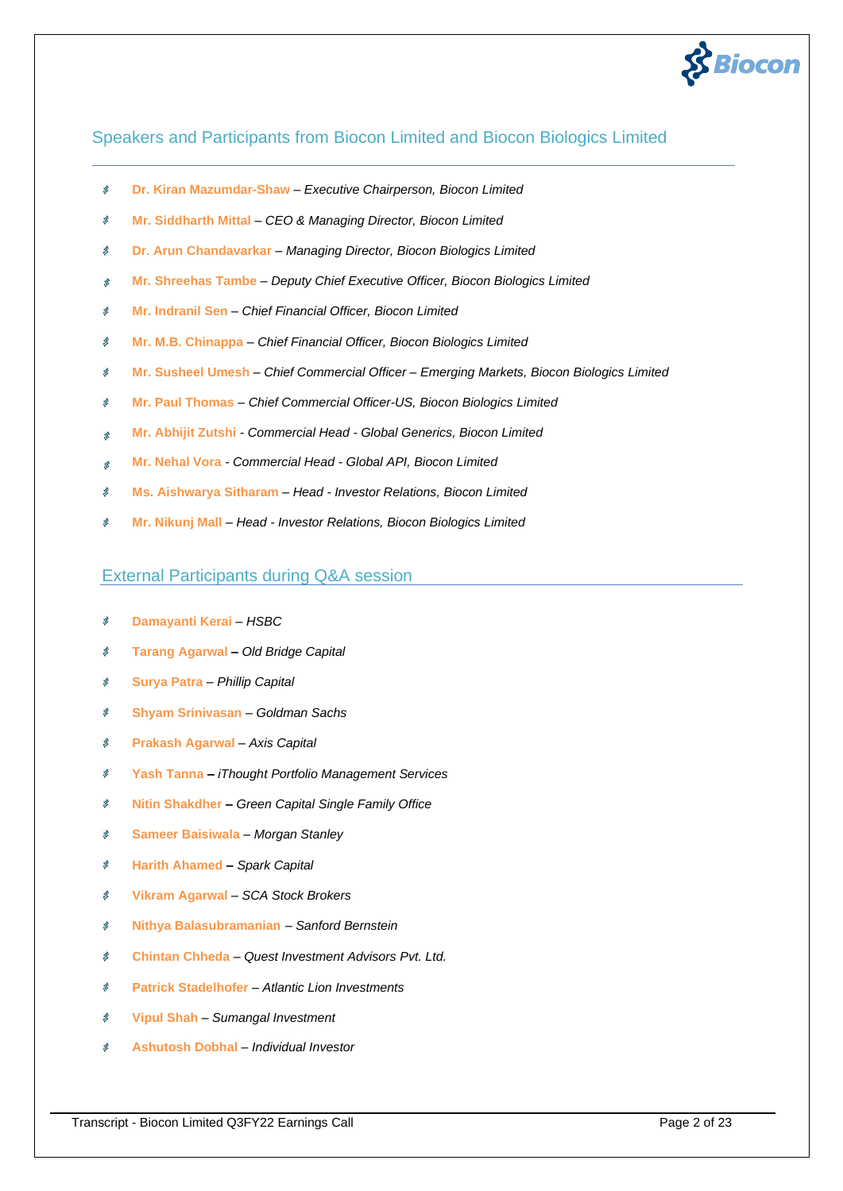## Speakers and Participants from Biocon Limited and Biocon Biologics Limited

- **Dr. Kiran Mazumdar-Shaw** – *Executive Chairperson, Biocon Limited*
- **Mr. Siddharth Mittal** – *CEO & Managing Director, Biocon Limited*
- **Dr. Arun Chandavarkar** – *Managing Director, Biocon Biologics Limited*
- **Mr. Shreehas Tambe** – *Deputy Chief Executive Officer, Biocon Biologics Limited*
- **Mr. Indranil Sen** – *Chief Financial Officer, Biocon Limited*
- **Mr. M.B. Chinappa** – *Chief Financial Officer, Biocon Biologics Limited*
- **Mr. Susheel Umesh** – *Chief Commercial Officer – Emerging Markets, Biocon Biologics Limited*
- **Mr. Paul Thomas** – *Chief Commercial Officer-US, Biocon Biologics Limited*
- **Mr. Abhijit Zutshi** - *Commercial Head - Global Generics, Biocon Limited*
- **Mr. Nehal Vora** - *Commercial Head - Global API, Biocon Limited*
- **Ms. Aishwarya Sitharam** – *Head - Investor Relations, Biocon Limited*
- **Mr. Nikunj Mall** – *Head - Investor Relations, Biocon Biologics Limited*

## External Participants during Q&A session

- **Damayanti Kerai** – *HSBC*
- **Tarang Agarwal** – *Old Bridge Capital*
- **Surya Patra** – *Phillip Capital*
- **Shyam Srinivasan** – *Goldman Sachs*
- **Prakash Agarwal** – *Axis Capital*
- **Yash Tanna** – *iThought Portfolio Management Services*
- **Nitin Shakdher** – *Green Capital Single Family Office*
- **Sameer Baisiwala** – *Morgan Stanley*
- **Harith Ahamed** – *Spark Capital*
- **Vikram Agarwal** – *SCA Stock Brokers*
- **Nithya Balasubramanian** – *Sanford Bernstein*
- **Chintan Chheda** – *Quest Investment Advisors Pvt. Ltd.*
- **Patrick Stadelhofer** – *Atlantic Lion Investments*
- **Vipul Shah** – *Sumangal Investment*
- **Ashutosh Dobhal** – *Individual Investor*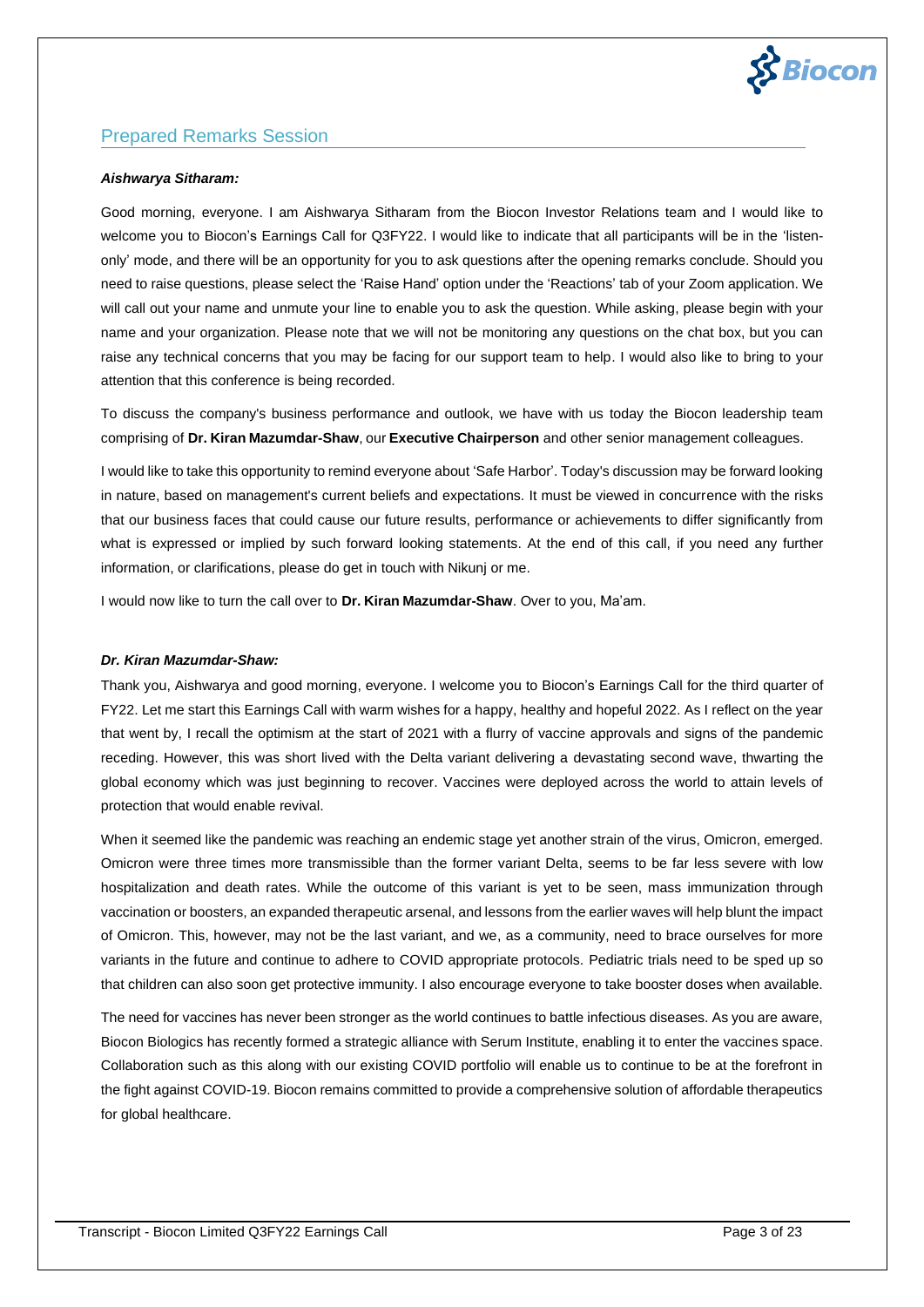## Prepared Remarks Session

***Aishwarya Sitharam:***

Good morning, everyone. I am Aishwarya Sitharam from the Biocon Investor Relations team and I would like to welcome you to Biocon's Earnings Call for Q3FY22. I would like to indicate that all participants will be in the 'listen-only' mode, and there will be an opportunity for you to ask questions after the opening remarks conclude. Should you need to raise questions, please select the 'Raise Hand' option under the 'Reactions' tab of your Zoom application. We will call out your name and unmute your line to enable you to ask the question. While asking, please begin with your name and your organization. Please note that we will not be monitoring any questions on the chat box, but you can raise any technical concerns that you may be facing for our support team to help. I would also like to bring to your attention that this conference is being recorded.

To discuss the company's business performance and outlook, we have with us today the Biocon leadership team comprising of **Dr. Kiran Mazumdar-Shaw**, our **Executive Chairperson** and other senior management colleagues.

I would like to take this opportunity to remind everyone about 'Safe Harbor'. Today's discussion may be forward looking in nature, based on management's current beliefs and expectations. It must be viewed in concurrence with the risks that our business faces that could cause our future results, performance or achievements to differ significantly from what is expressed or implied by such forward looking statements. At the end of this call, if you need any further information, or clarifications, please do get in touch with Nikunj or me.

I would now like to turn the call over to **Dr. Kiran Mazumdar-Shaw**. Over to you, Ma'am.

***Dr. Kiran Mazumdar-Shaw:***

Thank you, Aishwarya and good morning, everyone. I welcome you to Biocon's Earnings Call for the third quarter of FY22. Let me start this Earnings Call with warm wishes for a happy, healthy and hopeful 2022. As I reflect on the year that went by, I recall the optimism at the start of 2021 with a flurry of vaccine approvals and signs of the pandemic receding. However, this was short lived with the Delta variant delivering a devastating second wave, thwarting the global economy which was just beginning to recover. Vaccines were deployed across the world to attain levels of protection that would enable revival.

When it seemed like the pandemic was reaching an endemic stage yet another strain of the virus, Omicron, emerged. Omicron were three times more transmissible than the former variant Delta, seems to be far less severe with low hospitalization and death rates. While the outcome of this variant is yet to be seen, mass immunization through vaccination or boosters, an expanded therapeutic arsenal, and lessons from the earlier waves will help blunt the impact of Omicron. This, however, may not be the last variant, and we, as a community, need to brace ourselves for more variants in the future and continue to adhere to COVID appropriate protocols. Pediatric trials need to be sped up so that children can also soon get protective immunity. I also encourage everyone to take booster doses when available.

The need for vaccines has never been stronger as the world continues to battle infectious diseases. As you are aware, Biocon Biologics has recently formed a strategic alliance with Serum Institute, enabling it to enter the vaccines space. Collaboration such as this along with our existing COVID portfolio will enable us to continue to be at the forefront in the fight against COVID-19. Biocon remains committed to provide a comprehensive solution of affordable therapeutics for global healthcare.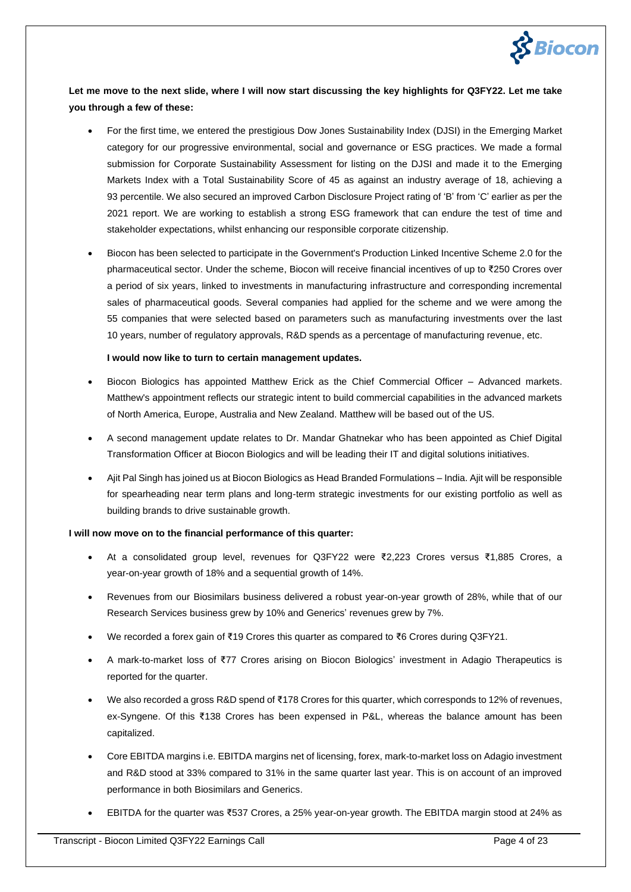**Let me move to the next slide, where I will now start discussing the key highlights for Q3FY22. Let me take you through a few of these:**

- For the first time, we entered the prestigious Dow Jones Sustainability Index (DJSI) in the Emerging Market category for our progressive environmental, social and governance or ESG practices. We made a formal submission for Corporate Sustainability Assessment for listing on the DJSI and made it to the Emerging Markets Index with a Total Sustainability Score of 45 as against an industry average of 18, achieving a 93 percentile. We also secured an improved Carbon Disclosure Project rating of 'B' from 'C' earlier as per the 2021 report. We are working to establish a strong ESG framework that can endure the test of time and stakeholder expectations, whilst enhancing our responsible corporate citizenship.
- Biocon has been selected to participate in the Government's Production Linked Incentive Scheme 2.0 for the pharmaceutical sector. Under the scheme, Biocon will receive financial incentives of up to ₹250 Crores over a period of six years, linked to investments in manufacturing infrastructure and corresponding incremental sales of pharmaceutical goods. Several companies had applied for the scheme and we were among the 55 companies that were selected based on parameters such as manufacturing investments over the last 10 years, number of regulatory approvals, R&D spends as a percentage of manufacturing revenue, etc.

  **I would now like to turn to certain management updates.**

- Biocon Biologics has appointed Matthew Erick as the Chief Commercial Officer – Advanced markets. Matthew's appointment reflects our strategic intent to build commercial capabilities in the advanced markets of North America, Europe, Australia and New Zealand. Matthew will be based out of the US.
- A second management update relates to Dr. Mandar Ghatnekar who has been appointed as Chief Digital Transformation Officer at Biocon Biologics and will be leading their IT and digital solutions initiatives.
- Ajit Pal Singh has joined us at Biocon Biologics as Head Branded Formulations – India. Ajit will be responsible for spearheading near term plans and long-term strategic investments for our existing portfolio as well as building brands to drive sustainable growth.

**I will now move on to the financial performance of this quarter:**

- At a consolidated group level, revenues for Q3FY22 were ₹2,223 Crores versus ₹1,885 Crores, a year-on-year growth of 18% and a sequential growth of 14%.
- Revenues from our Biosimilars business delivered a robust year-on-year growth of 28%, while that of our Research Services business grew by 10% and Generics' revenues grew by 7%.
- We recorded a forex gain of ₹19 Crores this quarter as compared to ₹6 Crores during Q3FY21.
- A mark-to-market loss of ₹77 Crores arising on Biocon Biologics' investment in Adagio Therapeutics is reported for the quarter.
- We also recorded a gross R&D spend of ₹178 Crores for this quarter, which corresponds to 12% of revenues, ex-Syngene. Of this ₹138 Crores has been expensed in P&L, whereas the balance amount has been capitalized.
- Core EBITDA margins i.e. EBITDA margins net of licensing, forex, mark-to-market loss on Adagio investment and R&D stood at 33% compared to 31% in the same quarter last year. This is on account of an improved performance in both Biosimilars and Generics.
- EBITDA for the quarter was ₹537 Crores, a 25% year-on-year growth. The EBITDA margin stood at 24% as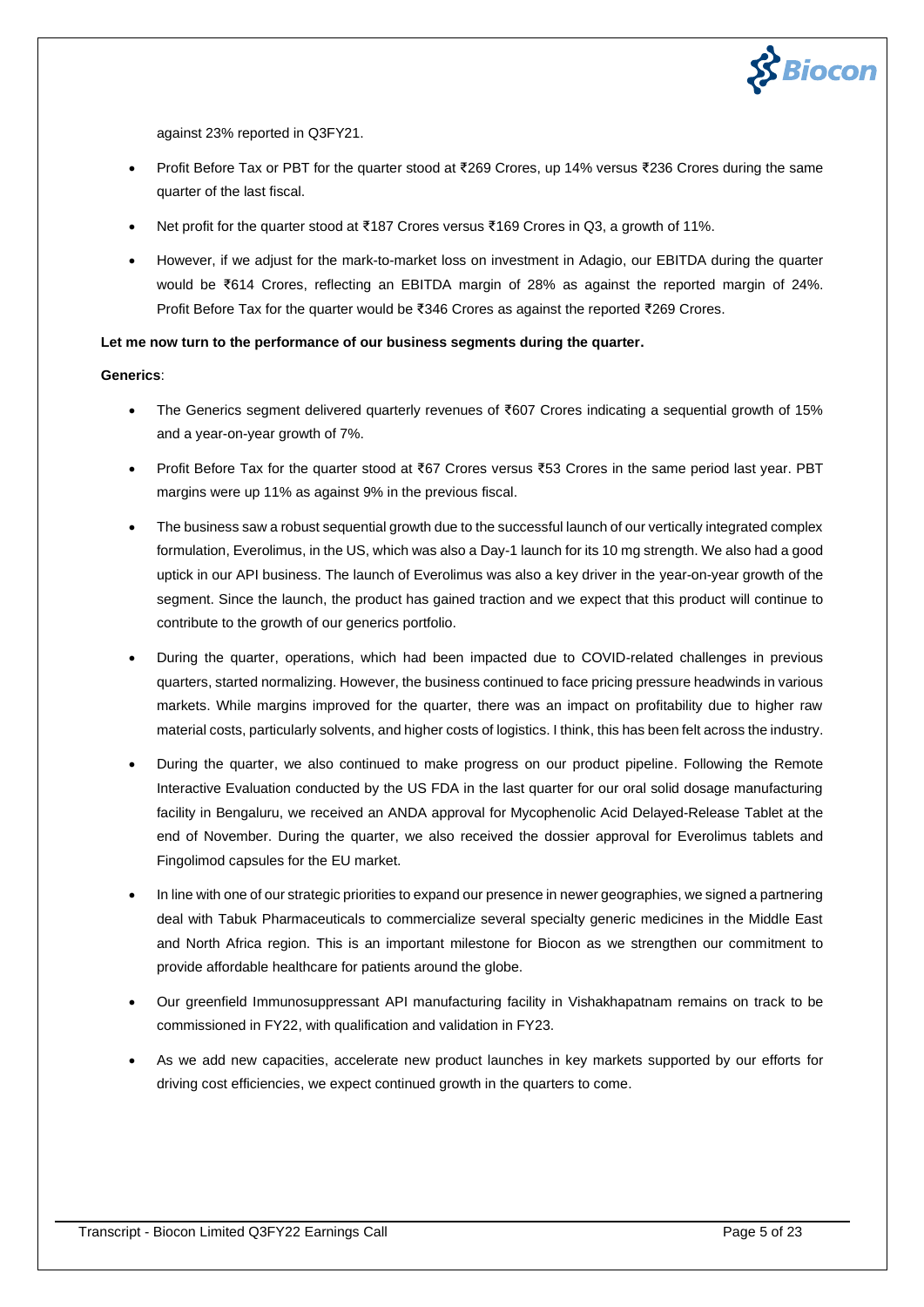against 23% reported in Q3FY21.

- Profit Before Tax or PBT for the quarter stood at ₹269 Crores, up 14% versus ₹236 Crores during the same quarter of the last fiscal.
- Net profit for the quarter stood at ₹187 Crores versus ₹169 Crores in Q3, a growth of 11%.
- However, if we adjust for the mark-to-market loss on investment in Adagio, our EBITDA during the quarter would be ₹614 Crores, reflecting an EBITDA margin of 28% as against the reported margin of 24%. Profit Before Tax for the quarter would be ₹346 Crores as against the reported ₹269 Crores.

**Let me now turn to the performance of our business segments during the quarter.**

**Generics**:

- The Generics segment delivered quarterly revenues of ₹607 Crores indicating a sequential growth of 15% and a year-on-year growth of 7%.
- Profit Before Tax for the quarter stood at ₹67 Crores versus ₹53 Crores in the same period last year. PBT margins were up 11% as against 9% in the previous fiscal.
- The business saw a robust sequential growth due to the successful launch of our vertically integrated complex formulation, Everolimus, in the US, which was also a Day-1 launch for its 10 mg strength. We also had a good uptick in our API business. The launch of Everolimus was also a key driver in the year-on-year growth of the segment. Since the launch, the product has gained traction and we expect that this product will continue to contribute to the growth of our generics portfolio.
- During the quarter, operations, which had been impacted due to COVID-related challenges in previous quarters, started normalizing. However, the business continued to face pricing pressure headwinds in various markets. While margins improved for the quarter, there was an impact on profitability due to higher raw material costs, particularly solvents, and higher costs of logistics. I think, this has been felt across the industry.
- During the quarter, we also continued to make progress on our product pipeline. Following the Remote Interactive Evaluation conducted by the US FDA in the last quarter for our oral solid dosage manufacturing facility in Bengaluru, we received an ANDA approval for Mycophenolic Acid Delayed-Release Tablet at the end of November. During the quarter, we also received the dossier approval for Everolimus tablets and Fingolimod capsules for the EU market.
- In line with one of our strategic priorities to expand our presence in newer geographies, we signed a partnering deal with Tabuk Pharmaceuticals to commercialize several specialty generic medicines in the Middle East and North Africa region. This is an important milestone for Biocon as we strengthen our commitment to provide affordable healthcare for patients around the globe.
- Our greenfield Immunosuppressant API manufacturing facility in Vishakhapatnam remains on track to be commissioned in FY22, with qualification and validation in FY23.
- As we add new capacities, accelerate new product launches in key markets supported by our efforts for driving cost efficiencies, we expect continued growth in the quarters to come.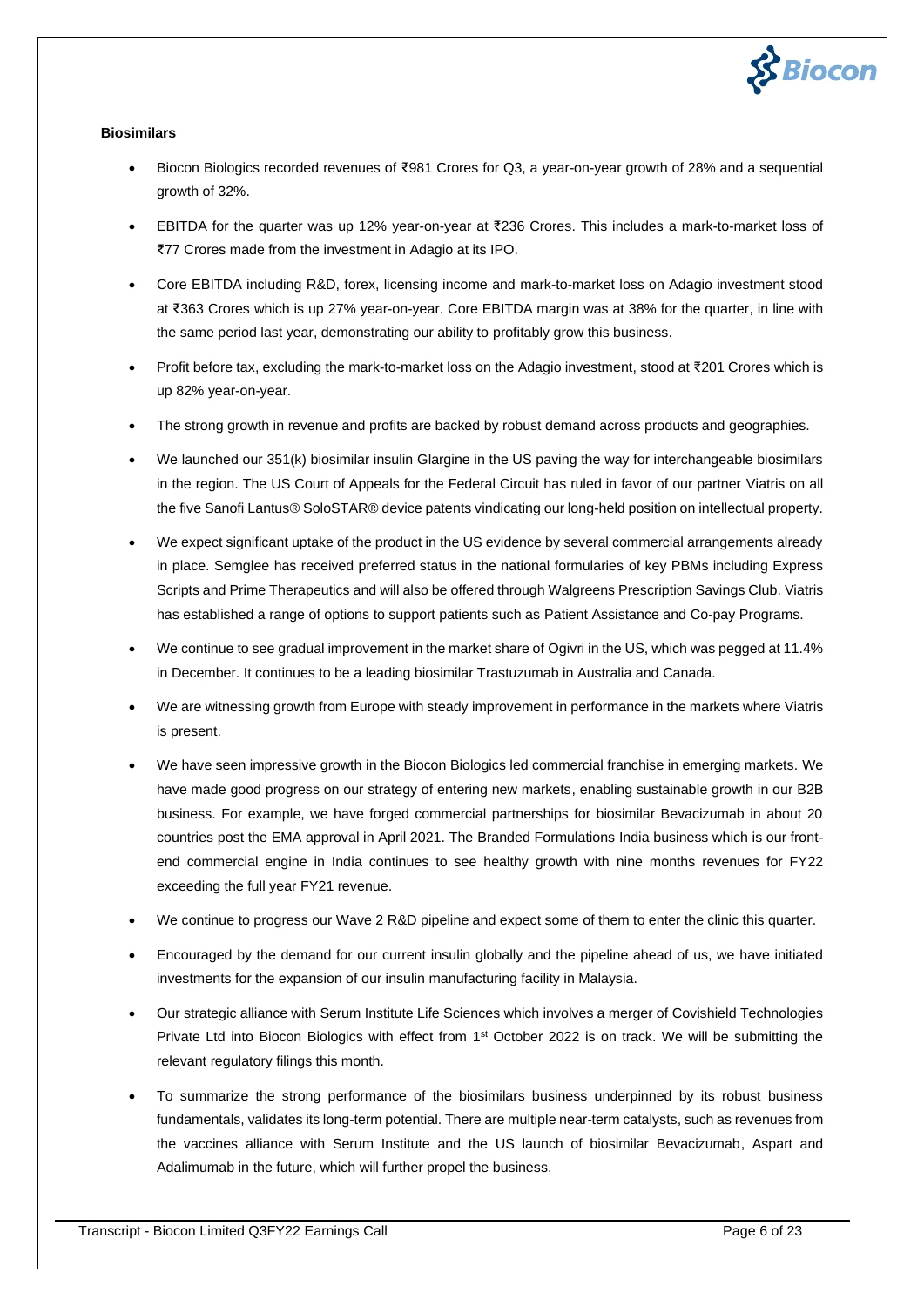**Biosimilars**

- Biocon Biologics recorded revenues of ₹981 Crores for Q3, a year-on-year growth of 28% and a sequential growth of 32%.
- EBITDA for the quarter was up 12% year-on-year at ₹236 Crores. This includes a mark-to-market loss of ₹77 Crores made from the investment in Adagio at its IPO.
- Core EBITDA including R&D, forex, licensing income and mark-to-market loss on Adagio investment stood at ₹363 Crores which is up 27% year-on-year. Core EBITDA margin was at 38% for the quarter, in line with the same period last year, demonstrating our ability to profitably grow this business.
- Profit before tax, excluding the mark-to-market loss on the Adagio investment, stood at ₹201 Crores which is up 82% year-on-year.
- The strong growth in revenue and profits are backed by robust demand across products and geographies.
- We launched our 351(k) biosimilar insulin Glargine in the US paving the way for interchangeable biosimilars in the region. The US Court of Appeals for the Federal Circuit has ruled in favor of our partner Viatris on all the five Sanofi Lantus® SoloSTAR® device patents vindicating our long-held position on intellectual property.
- We expect significant uptake of the product in the US evidence by several commercial arrangements already in place. Semglee has received preferred status in the national formularies of key PBMs including Express Scripts and Prime Therapeutics and will also be offered through Walgreens Prescription Savings Club. Viatris has established a range of options to support patients such as Patient Assistance and Co-pay Programs.
- We continue to see gradual improvement in the market share of Ogivri in the US, which was pegged at 11.4% in December. It continues to be a leading biosimilar Trastuzumab in Australia and Canada.
- We are witnessing growth from Europe with steady improvement in performance in the markets where Viatris is present.
- We have seen impressive growth in the Biocon Biologics led commercial franchise in emerging markets. We have made good progress on our strategy of entering new markets, enabling sustainable growth in our B2B business. For example, we have forged commercial partnerships for biosimilar Bevacizumab in about 20 countries post the EMA approval in April 2021. The Branded Formulations India business which is our front-end commercial engine in India continues to see healthy growth with nine months revenues for FY22 exceeding the full year FY21 revenue.
- We continue to progress our Wave 2 R&D pipeline and expect some of them to enter the clinic this quarter.
- Encouraged by the demand for our current insulin globally and the pipeline ahead of us, we have initiated investments for the expansion of our insulin manufacturing facility in Malaysia.
- Our strategic alliance with Serum Institute Life Sciences which involves a merger of Covishield Technologies Private Ltd into Biocon Biologics with effect from 1st October 2022 is on track. We will be submitting the relevant regulatory filings this month.
- To summarize the strong performance of the biosimilars business underpinned by its robust business fundamentals, validates its long-term potential. There are multiple near-term catalysts, such as revenues from the vaccines alliance with Serum Institute and the US launch of biosimilar Bevacizumab, Aspart and Adalimumab in the future, which will further propel the business.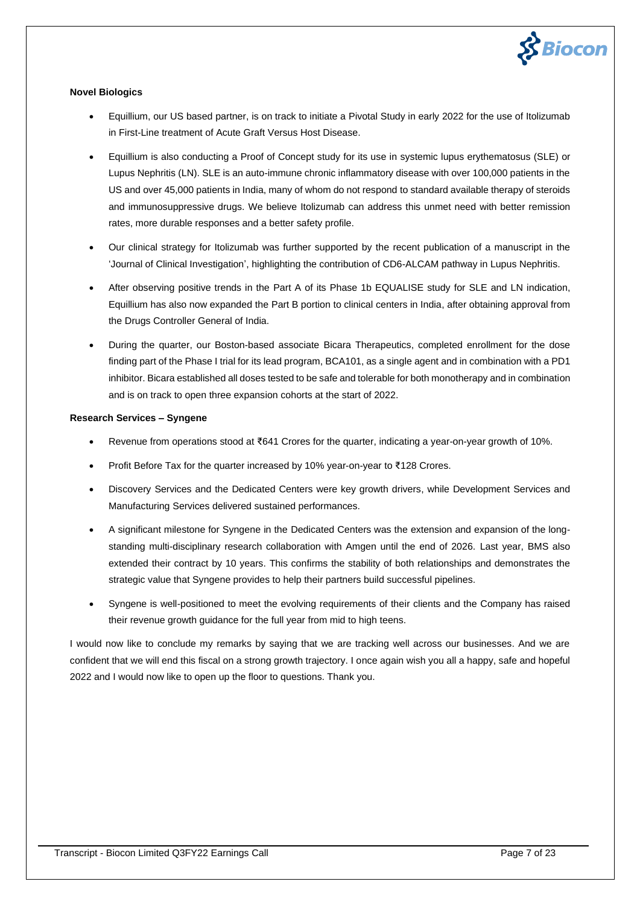**Novel Biologics**

- Equillium, our US based partner, is on track to initiate a Pivotal Study in early 2022 for the use of Itolizumab in First-Line treatment of Acute Graft Versus Host Disease.
- Equillium is also conducting a Proof of Concept study for its use in systemic lupus erythematosus (SLE) or Lupus Nephritis (LN). SLE is an auto-immune chronic inflammatory disease with over 100,000 patients in the US and over 45,000 patients in India, many of whom do not respond to standard available therapy of steroids and immunosuppressive drugs. We believe Itolizumab can address this unmet need with better remission rates, more durable responses and a better safety profile.
- Our clinical strategy for Itolizumab was further supported by the recent publication of a manuscript in the 'Journal of Clinical Investigation', highlighting the contribution of CD6-ALCAM pathway in Lupus Nephritis.
- After observing positive trends in the Part A of its Phase 1b EQUALISE study for SLE and LN indication, Equillium has also now expanded the Part B portion to clinical centers in India, after obtaining approval from the Drugs Controller General of India.
- During the quarter, our Boston-based associate Bicara Therapeutics, completed enrollment for the dose finding part of the Phase I trial for its lead program, BCA101, as a single agent and in combination with a PD1 inhibitor. Bicara established all doses tested to be safe and tolerable for both monotherapy and in combination and is on track to open three expansion cohorts at the start of 2022.

**Research Services – Syngene**

- Revenue from operations stood at ₹641 Crores for the quarter, indicating a year-on-year growth of 10%.
- Profit Before Tax for the quarter increased by 10% year-on-year to ₹128 Crores.
- Discovery Services and the Dedicated Centers were key growth drivers, while Development Services and Manufacturing Services delivered sustained performances.
- A significant milestone for Syngene in the Dedicated Centers was the extension and expansion of the long-standing multi-disciplinary research collaboration with Amgen until the end of 2026. Last year, BMS also extended their contract by 10 years. This confirms the stability of both relationships and demonstrates the strategic value that Syngene provides to help their partners build successful pipelines.
- Syngene is well-positioned to meet the evolving requirements of their clients and the Company has raised their revenue growth guidance for the full year from mid to high teens.

I would now like to conclude my remarks by saying that we are tracking well across our businesses. And we are confident that we will end this fiscal on a strong growth trajectory. I once again wish you all a happy, safe and hopeful 2022 and I would now like to open up the floor to questions. Thank you.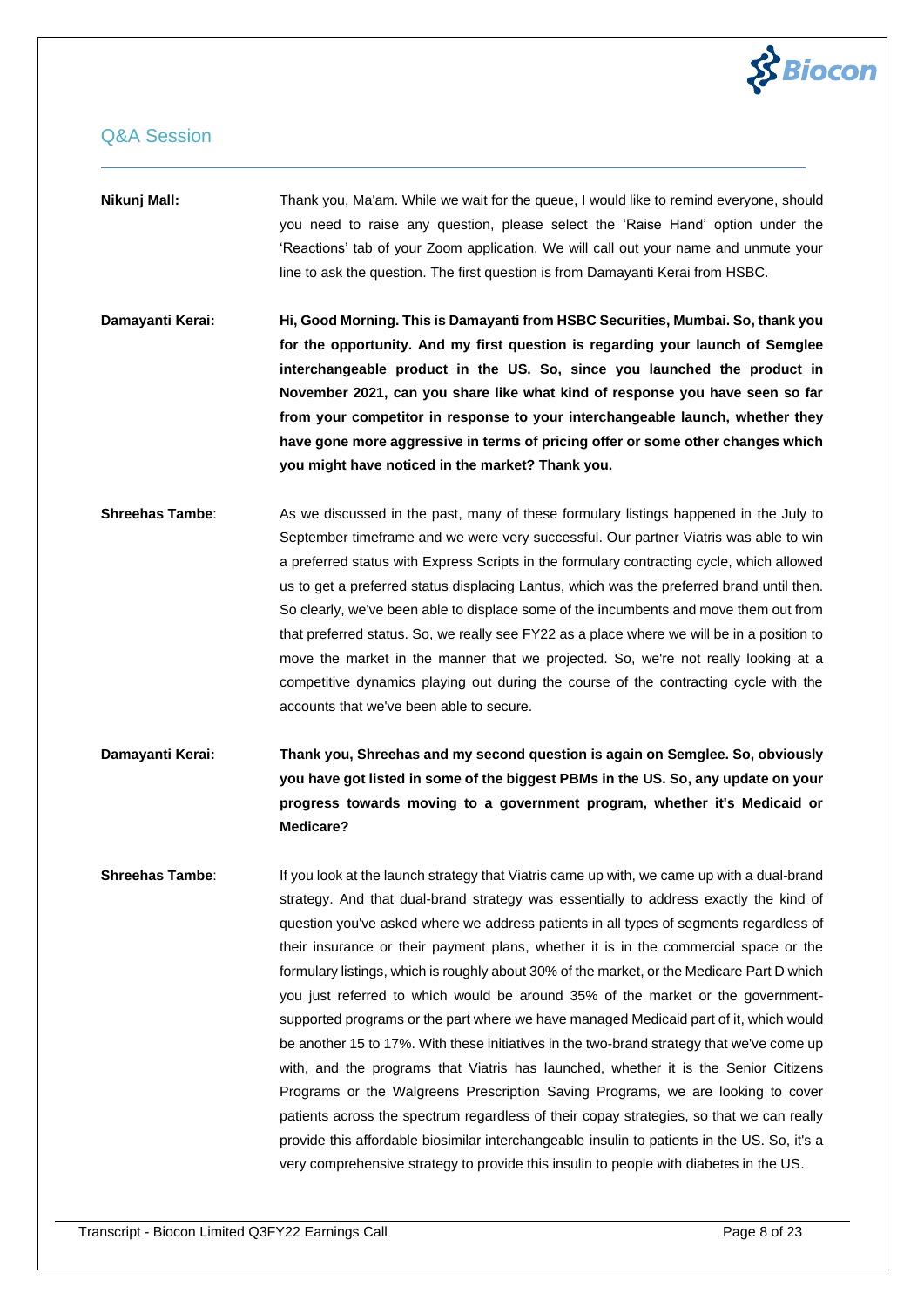## Q&A Session

**Nikunj Mall:** Thank you, Ma'am. While we wait for the queue, I would like to remind everyone, should you need to raise any question, please select the 'Raise Hand' option under the 'Reactions' tab of your Zoom application. We will call out your name and unmute your line to ask the question. The first question is from Damayanti Kerai from HSBC.

**Damayanti Kerai:** **Hi, Good Morning. This is Damayanti from HSBC Securities, Mumbai. So, thank you for the opportunity. And my first question is regarding your launch of Semglee interchangeable product in the US. So, since you launched the product in November 2021, can you share like what kind of response you have seen so far from your competitor in response to your interchangeable launch, whether they have gone more aggressive in terms of pricing offer or some other changes which you might have noticed in the market? Thank you.**

**Shreehas Tambe:** As we discussed in the past, many of these formulary listings happened in the July to September timeframe and we were very successful. Our partner Viatris was able to win a preferred status with Express Scripts in the formulary contracting cycle, which allowed us to get a preferred status displacing Lantus, which was the preferred brand until then. So clearly, we've been able to displace some of the incumbents and move them out from that preferred status. So, we really see FY22 as a place where we will be in a position to move the market in the manner that we projected. So, we're not really looking at a competitive dynamics playing out during the course of the contracting cycle with the accounts that we've been able to secure.

**Damayanti Kerai:** **Thank you, Shreehas and my second question is again on Semglee. So, obviously you have got listed in some of the biggest PBMs in the US. So, any update on your progress towards moving to a government program, whether it's Medicaid or Medicare?**

**Shreehas Tambe:** If you look at the launch strategy that Viatris came up with, we came up with a dual-brand strategy. And that dual-brand strategy was essentially to address exactly the kind of question you've asked where we address patients in all types of segments regardless of their insurance or their payment plans, whether it is in the commercial space or the formulary listings, which is roughly about 30% of the market, or the Medicare Part D which you just referred to which would be around 35% of the market or the government-supported programs or the part where we have managed Medicaid part of it, which would be another 15 to 17%. With these initiatives in the two-brand strategy that we've come up with, and the programs that Viatris has launched, whether it is the Senior Citizens Programs or the Walgreens Prescription Saving Programs, we are looking to cover patients across the spectrum regardless of their copay strategies, so that we can really provide this affordable biosimilar interchangeable insulin to patients in the US. So, it's a very comprehensive strategy to provide this insulin to people with diabetes in the US.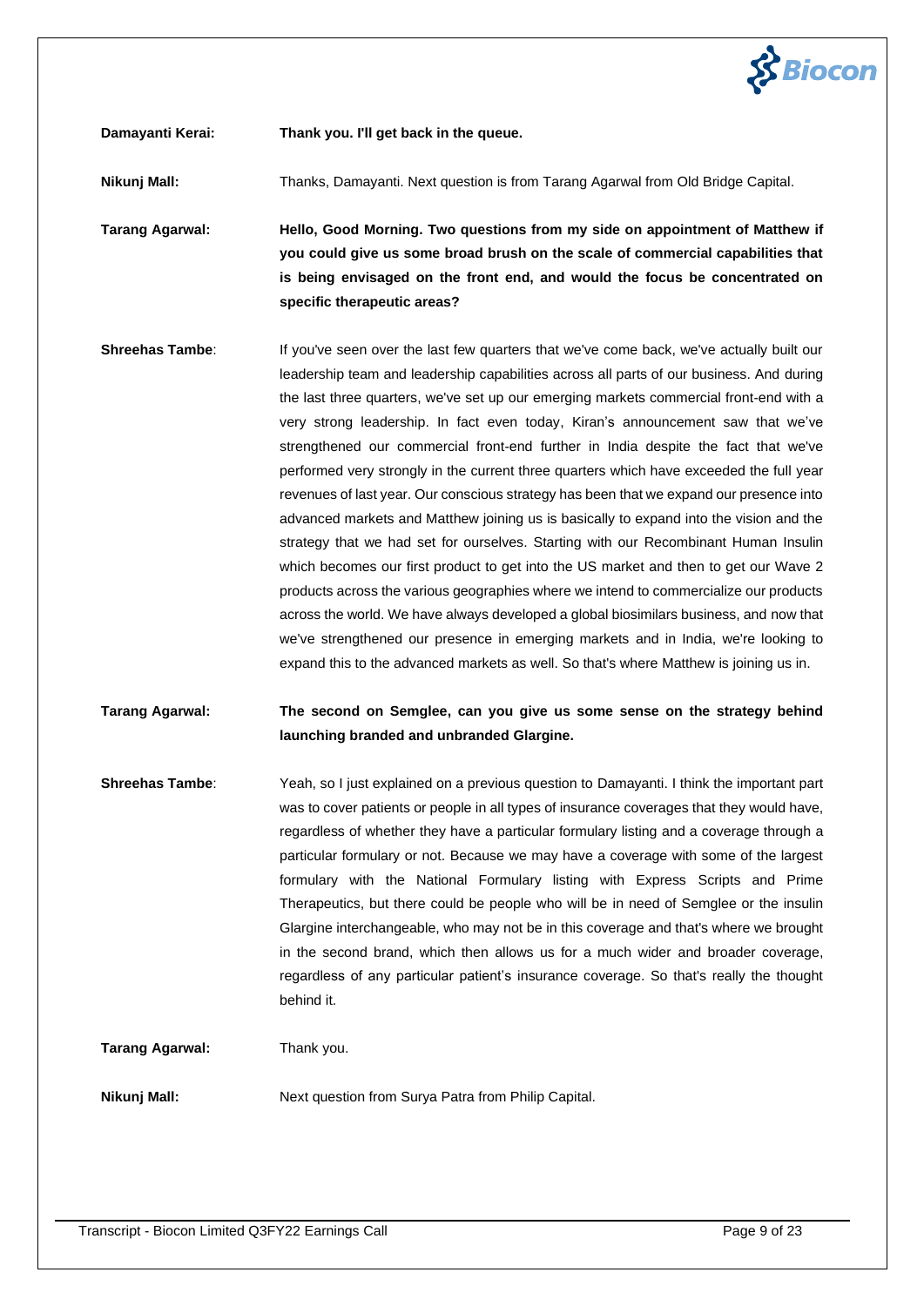**Damayanti Kerai:** **Thank you. I'll get back in the queue.**

**Nikunj Mall:** Thanks, Damayanti. Next question is from Tarang Agarwal from Old Bridge Capital.

**Tarang Agarwal:** **Hello, Good Morning. Two questions from my side on appointment of Matthew if you could give us some broad brush on the scale of commercial capabilities that is being envisaged on the front end, and would the focus be concentrated on specific therapeutic areas?**

**Shreehas Tambe**: If you've seen over the last few quarters that we've come back, we've actually built our leadership team and leadership capabilities across all parts of our business. And during the last three quarters, we've set up our emerging markets commercial front-end with a very strong leadership. In fact even today, Kiran's announcement saw that we've strengthened our commercial front-end further in India despite the fact that we've performed very strongly in the current three quarters which have exceeded the full year revenues of last year. Our conscious strategy has been that we expand our presence into advanced markets and Matthew joining us is basically to expand into the vision and the strategy that we had set for ourselves. Starting with our Recombinant Human Insulin which becomes our first product to get into the US market and then to get our Wave 2 products across the various geographies where we intend to commercialize our products across the world. We have always developed a global biosimilars business, and now that we've strengthened our presence in emerging markets and in India, we're looking to expand this to the advanced markets as well. So that's where Matthew is joining us in.

**Tarang Agarwal:** **The second on Semglee, can you give us some sense on the strategy behind launching branded and unbranded Glargine.**

**Shreehas Tambe**: Yeah, so I just explained on a previous question to Damayanti. I think the important part was to cover patients or people in all types of insurance coverages that they would have, regardless of whether they have a particular formulary listing and a coverage through a particular formulary or not. Because we may have a coverage with some of the largest formulary with the National Formulary listing with Express Scripts and Prime Therapeutics, but there could be people who will be in need of Semglee or the insulin Glargine interchangeable, who may not be in this coverage and that's where we brought in the second brand, which then allows us for a much wider and broader coverage, regardless of any particular patient's insurance coverage. So that's really the thought behind it.

**Tarang Agarwal:** Thank you.

**Nikunj Mall:** Next question from Surya Patra from Philip Capital.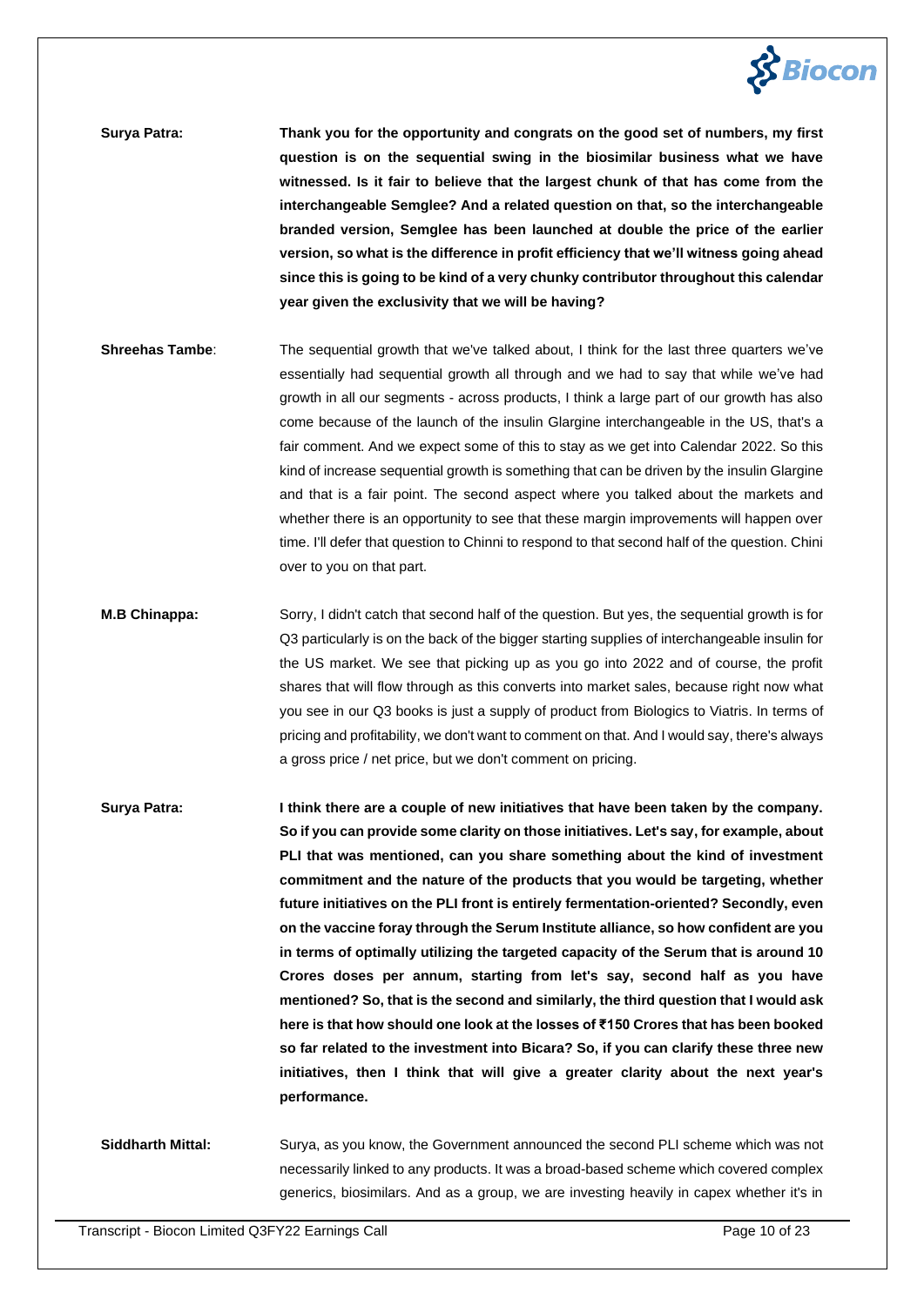**Surya Patra:** **Thank you for the opportunity and congrats on the good set of numbers, my first question is on the sequential swing in the biosimilar business what we have witnessed. Is it fair to believe that the largest chunk of that has come from the interchangeable Semglee? And a related question on that, so the interchangeable branded version, Semglee has been launched at double the price of the earlier version, so what is the difference in profit efficiency that we'll witness going ahead since this is going to be kind of a very chunky contributor throughout this calendar year given the exclusivity that we will be having?**

**Shreehas Tambe**: The sequential growth that we've talked about, I think for the last three quarters we've essentially had sequential growth all through and we had to say that while we've had growth in all our segments - across products, I think a large part of our growth has also come because of the launch of the insulin Glargine interchangeable in the US, that's a fair comment. And we expect some of this to stay as we get into Calendar 2022. So this kind of increase sequential growth is something that can be driven by the insulin Glargine and that is a fair point. The second aspect where you talked about the markets and whether there is an opportunity to see that these margin improvements will happen over time. I'll defer that question to Chinni to respond to that second half of the question. Chini over to you on that part.

**M.B Chinappa:** Sorry, I didn't catch that second half of the question. But yes, the sequential growth is for Q3 particularly is on the back of the bigger starting supplies of interchangeable insulin for the US market. We see that picking up as you go into 2022 and of course, the profit shares that will flow through as this converts into market sales, because right now what you see in our Q3 books is just a supply of product from Biologics to Viatris. In terms of pricing and profitability, we don't want to comment on that. And I would say, there's always a gross price / net price, but we don't comment on pricing.

**Surya Patra:** **I think there are a couple of new initiatives that have been taken by the company. So if you can provide some clarity on those initiatives. Let's say, for example, about PLI that was mentioned, can you share something about the kind of investment commitment and the nature of the products that you would be targeting, whether future initiatives on the PLI front is entirely fermentation-oriented? Secondly, even on the vaccine foray through the Serum Institute alliance, so how confident are you in terms of optimally utilizing the targeted capacity of the Serum that is around 10 Crores doses per annum, starting from let's say, second half as you have mentioned? So, that is the second and similarly, the third question that I would ask here is that how should one look at the losses of ₹150 Crores that has been booked so far related to the investment into Bicara? So, if you can clarify these three new initiatives, then I think that will give a greater clarity about the next year's performance.**

**Siddharth Mittal:** Surya, as you know, the Government announced the second PLI scheme which was not necessarily linked to any products. It was a broad-based scheme which covered complex generics, biosimilars. And as a group, we are investing heavily in capex whether it's in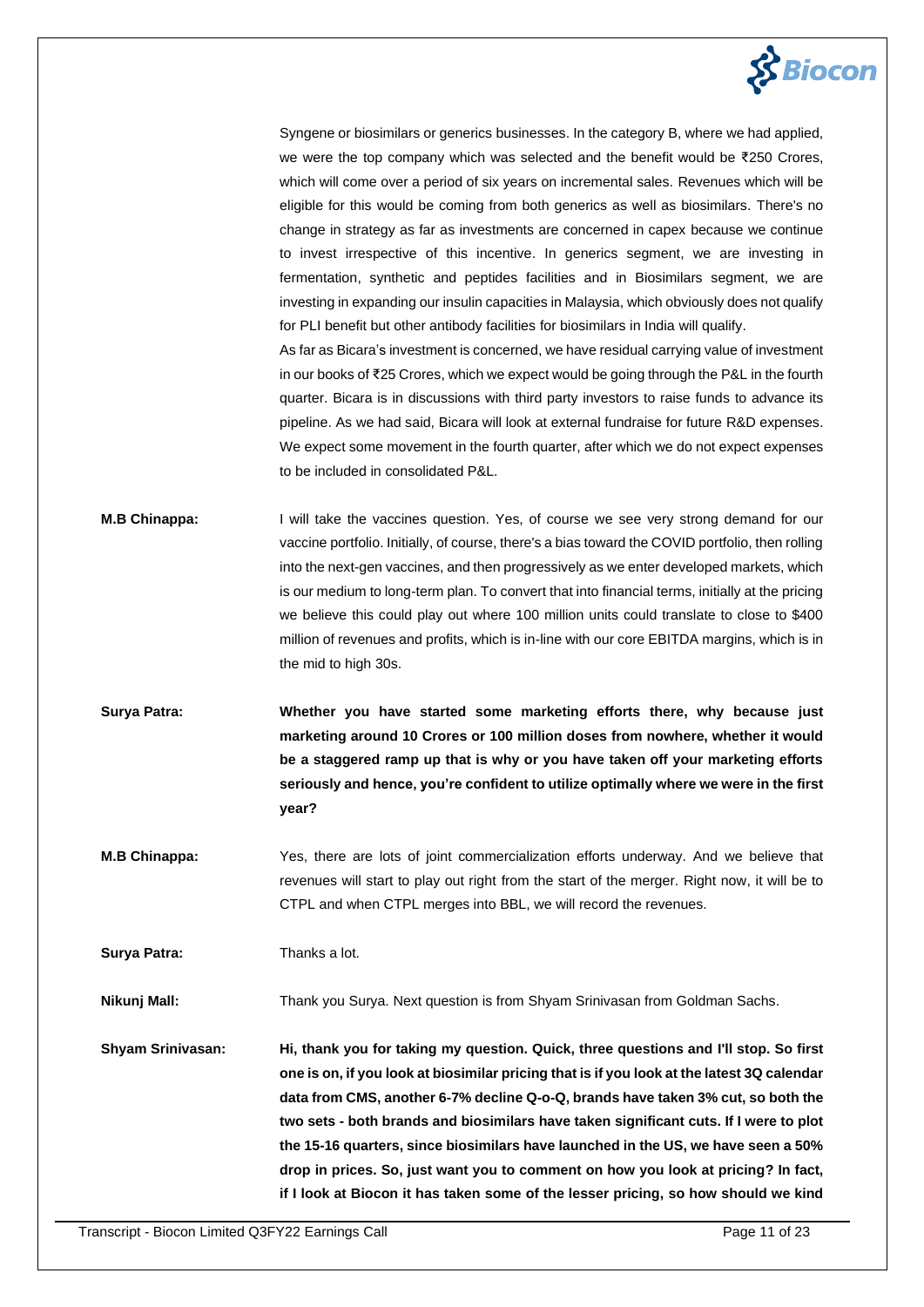Syngene or biosimilars or generics businesses. In the category B, where we had applied, we were the top company which was selected and the benefit would be ₹250 Crores, which will come over a period of six years on incremental sales. Revenues which will be eligible for this would be coming from both generics as well as biosimilars. There's no change in strategy as far as investments are concerned in capex because we continue to invest irrespective of this incentive. In generics segment, we are investing in fermentation, synthetic and peptides facilities and in Biosimilars segment, we are investing in expanding our insulin capacities in Malaysia, which obviously does not qualify for PLI benefit but other antibody facilities for biosimilars in India will qualify.

As far as Bicara's investment is concerned, we have residual carrying value of investment in our books of ₹25 Crores, which we expect would be going through the P&L in the fourth quarter. Bicara is in discussions with third party investors to raise funds to advance its pipeline. As we had said, Bicara will look at external fundraise for future R&D expenses. We expect some movement in the fourth quarter, after which we do not expect expenses to be included in consolidated P&L.

**M.B Chinappa:** I will take the vaccines question. Yes, of course we see very strong demand for our vaccine portfolio. Initially, of course, there's a bias toward the COVID portfolio, then rolling into the next-gen vaccines, and then progressively as we enter developed markets, which is our medium to long-term plan. To convert that into financial terms, initially at the pricing we believe this could play out where 100 million units could translate to close to $400 million of revenues and profits, which is in-line with our core EBITDA margins, which is in the mid to high 30s.

**Surya Patra:** **Whether you have started some marketing efforts there, why because just marketing around 10 Crores or 100 million doses from nowhere, whether it would be a staggered ramp up that is why or you have taken off your marketing efforts seriously and hence, you're confident to utilize optimally where we were in the first year?**

**M.B Chinappa:** Yes, there are lots of joint commercialization efforts underway. And we believe that revenues will start to play out right from the start of the merger. Right now, it will be to CTPL and when CTPL merges into BBL, we will record the revenues.

**Surya Patra:** Thanks a lot.

**Nikunj Mall:** Thank you Surya. Next question is from Shyam Srinivasan from Goldman Sachs.

**Shyam Srinivasan:** **Hi, thank you for taking my question. Quick, three questions and I'll stop. So first one is on, if you look at biosimilar pricing that is if you look at the latest 3Q calendar data from CMS, another 6-7% decline Q-o-Q, brands have taken 3% cut, so both the two sets - both brands and biosimilars have taken significant cuts. If I were to plot the 15-16 quarters, since biosimilars have launched in the US, we have seen a 50% drop in prices. So, just want you to comment on how you look at pricing? In fact, if I look at Biocon it has taken some of the lesser pricing, so how should we kind**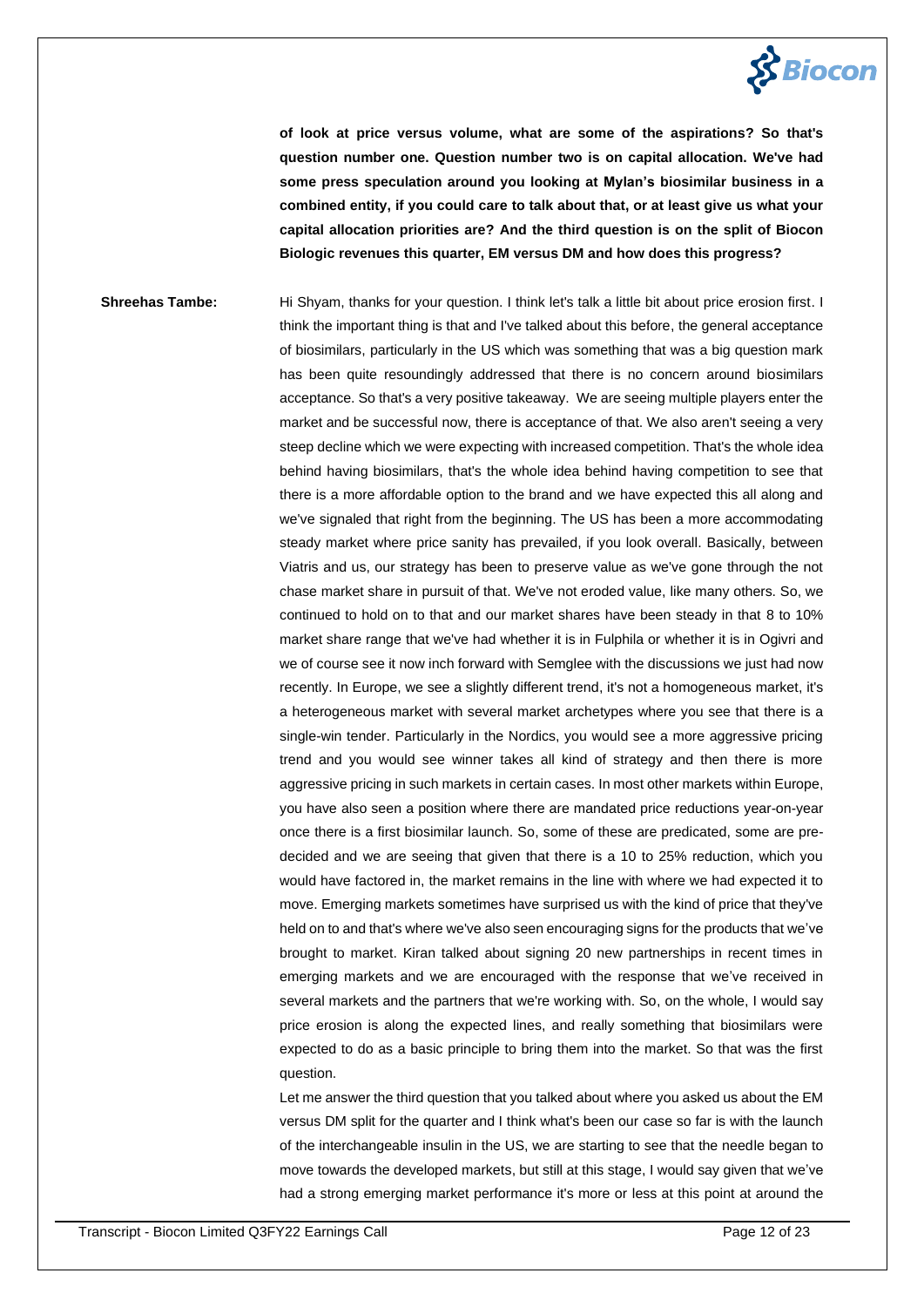**of look at price versus volume, what are some of the aspirations? So that's question number one. Question number two is on capital allocation. We've had some press speculation around you looking at Mylan's biosimilar business in a combined entity, if you could care to talk about that, or at least give us what your capital allocation priorities are? And the third question is on the split of Biocon Biologic revenues this quarter, EM versus DM and how does this progress?**

**Shreehas Tambe:** Hi Shyam, thanks for your question. I think let's talk a little bit about price erosion first. I think the important thing is that and I've talked about this before, the general acceptance of biosimilars, particularly in the US which was something that was a big question mark has been quite resoundingly addressed that there is no concern around biosimilars acceptance. So that's a very positive takeaway. We are seeing multiple players enter the market and be successful now, there is acceptance of that. We also aren't seeing a very steep decline which we were expecting with increased competition. That's the whole idea behind having biosimilars, that's the whole idea behind having competition to see that there is a more affordable option to the brand and we have expected this all along and we've signaled that right from the beginning. The US has been a more accommodating steady market where price sanity has prevailed, if you look overall. Basically, between Viatris and us, our strategy has been to preserve value as we've gone through the not chase market share in pursuit of that. We've not eroded value, like many others. So, we continued to hold on to that and our market shares have been steady in that 8 to 10% market share range that we've had whether it is in Fulphila or whether it is in Ogivri and we of course see it now inch forward with Semglee with the discussions we just had now recently. In Europe, we see a slightly different trend, it's not a homogeneous market, it's a heterogeneous market with several market archetypes where you see that there is a single-win tender. Particularly in the Nordics, you would see a more aggressive pricing trend and you would see winner takes all kind of strategy and then there is more aggressive pricing in such markets in certain cases. In most other markets within Europe, you have also seen a position where there are mandated price reductions year-on-year once there is a first biosimilar launch. So, some of these are predicated, some are pre-decided and we are seeing that given that there is a 10 to 25% reduction, which you would have factored in, the market remains in the line with where we had expected it to move. Emerging markets sometimes have surprised us with the kind of price that they've held on to and that's where we've also seen encouraging signs for the products that we've brought to market. Kiran talked about signing 20 new partnerships in recent times in emerging markets and we are encouraged with the response that we've received in several markets and the partners that we're working with. So, on the whole, I would say price erosion is along the expected lines, and really something that biosimilars were expected to do as a basic principle to bring them into the market. So that was the first question.

Let me answer the third question that you talked about where you asked us about the EM versus DM split for the quarter and I think what's been our case so far is with the launch of the interchangeable insulin in the US, we are starting to see that the needle began to move towards the developed markets, but still at this stage, I would say given that we've had a strong emerging market performance it's more or less at this point at around the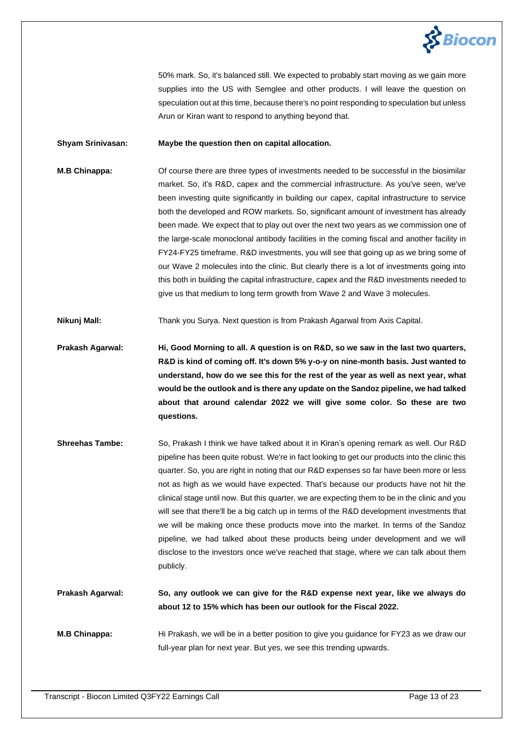50% mark. So, it's balanced still. We expected to probably start moving as we gain more supplies into the US with Semglee and other products. I will leave the question on speculation out at this time, because there's no point responding to speculation but unless Arun or Kiran want to respond to anything beyond that.

**Shyam Srinivasan:** **Maybe the question then on capital allocation.**

**M.B Chinappa:** Of course there are three types of investments needed to be successful in the biosimilar market. So, it's R&D, capex and the commercial infrastructure. As you've seen, we've been investing quite significantly in building our capex, capital infrastructure to service both the developed and ROW markets. So, significant amount of investment has already been made. We expect that to play out over the next two years as we commission one of the large-scale monoclonal antibody facilities in the coming fiscal and another facility in FY24-FY25 timeframe. R&D investments, you will see that going up as we bring some of our Wave 2 molecules into the clinic. But clearly there is a lot of investments going into this both in building the capital infrastructure, capex and the R&D investments needed to give us that medium to long term growth from Wave 2 and Wave 3 molecules.

**Nikunj Mall:** Thank you Surya. Next question is from Prakash Agarwal from Axis Capital.

**Prakash Agarwal:** **Hi, Good Morning to all. A question is on R&D, so we saw in the last two quarters, R&D is kind of coming off. It's down 5% y-o-y on nine-month basis. Just wanted to understand, how do we see this for the rest of the year as well as next year, what would be the outlook and is there any update on the Sandoz pipeline, we had talked about that around calendar 2022 we will give some color. So these are two questions.**

**Shreehas Tambe:** So, Prakash I think we have talked about it in Kiran's opening remark as well. Our R&D pipeline has been quite robust. We're in fact looking to get our products into the clinic this quarter. So, you are right in noting that our R&D expenses so far have been more or less not as high as we would have expected. That's because our products have not hit the clinical stage until now. But this quarter, we are expecting them to be in the clinic and you will see that there'll be a big catch up in terms of the R&D development investments that we will be making once these products move into the market. In terms of the Sandoz pipeline, we had talked about these products being under development and we will disclose to the investors once we've reached that stage, where we can talk about them publicly.

**Prakash Agarwal:** **So, any outlook we can give for the R&D expense next year, like we always do about 12 to 15% which has been our outlook for the Fiscal 2022.**

**M.B Chinappa:** Hi Prakash, we will be in a better position to give you guidance for FY23 as we draw our full-year plan for next year. But yes, we see this trending upwards.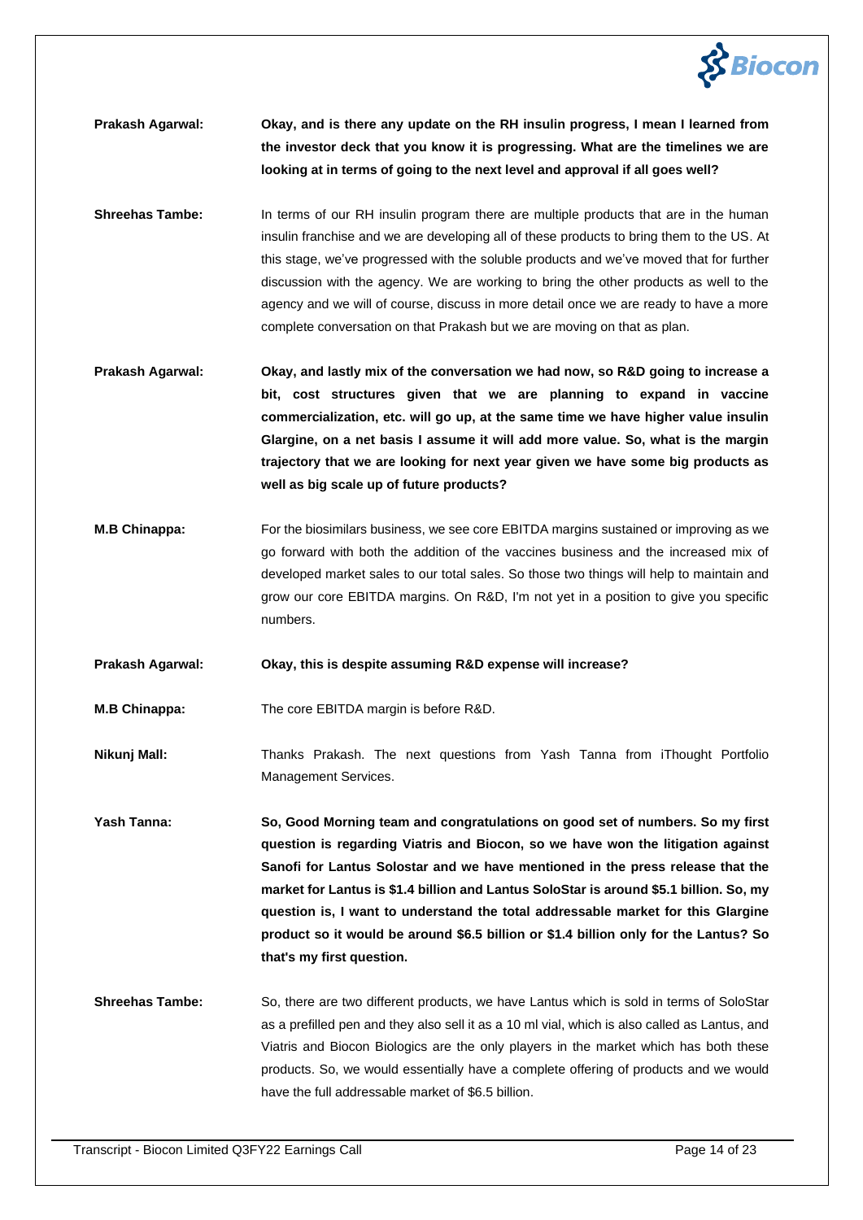**Prakash Agarwal:** **Okay, and is there any update on the RH insulin progress, I mean I learned from the investor deck that you know it is progressing. What are the timelines we are looking at in terms of going to the next level and approval if all goes well?**

**Shreehas Tambe:** In terms of our RH insulin program there are multiple products that are in the human insulin franchise and we are developing all of these products to bring them to the US. At this stage, we've progressed with the soluble products and we've moved that for further discussion with the agency. We are working to bring the other products as well to the agency and we will of course, discuss in more detail once we are ready to have a more complete conversation on that Prakash but we are moving on that as plan.

**Prakash Agarwal:** **Okay, and lastly mix of the conversation we had now, so R&D going to increase a bit, cost structures given that we are planning to expand in vaccine commercialization, etc. will go up, at the same time we have higher value insulin Glargine, on a net basis I assume it will add more value. So, what is the margin trajectory that we are looking for next year given we have some big products as well as big scale up of future products?**

**M.B Chinappa:** For the biosimilars business, we see core EBITDA margins sustained or improving as we go forward with both the addition of the vaccines business and the increased mix of developed market sales to our total sales. So those two things will help to maintain and grow our core EBITDA margins. On R&D, I'm not yet in a position to give you specific numbers.

**Prakash Agarwal:** **Okay, this is despite assuming R&D expense will increase?**

**M.B Chinappa:** The core EBITDA margin is before R&D.

**Nikunj Mall:** Thanks Prakash. The next questions from Yash Tanna from iThought Portfolio Management Services.

**Yash Tanna:** **So, Good Morning team and congratulations on good set of numbers. So my first question is regarding Viatris and Biocon, so we have won the litigation against Sanofi for Lantus Solostar and we have mentioned in the press release that the market for Lantus is $1.4 billion and Lantus SoloStar is around $5.1 billion. So, my question is, I want to understand the total addressable market for this Glargine product so it would be around $6.5 billion or $1.4 billion only for the Lantus? So that's my first question.**

**Shreehas Tambe:** So, there are two different products, we have Lantus which is sold in terms of SoloStar as a prefilled pen and they also sell it as a 10 ml vial, which is also called as Lantus, and Viatris and Biocon Biologics are the only players in the market which has both these products. So, we would essentially have a complete offering of products and we would have the full addressable market of $6.5 billion.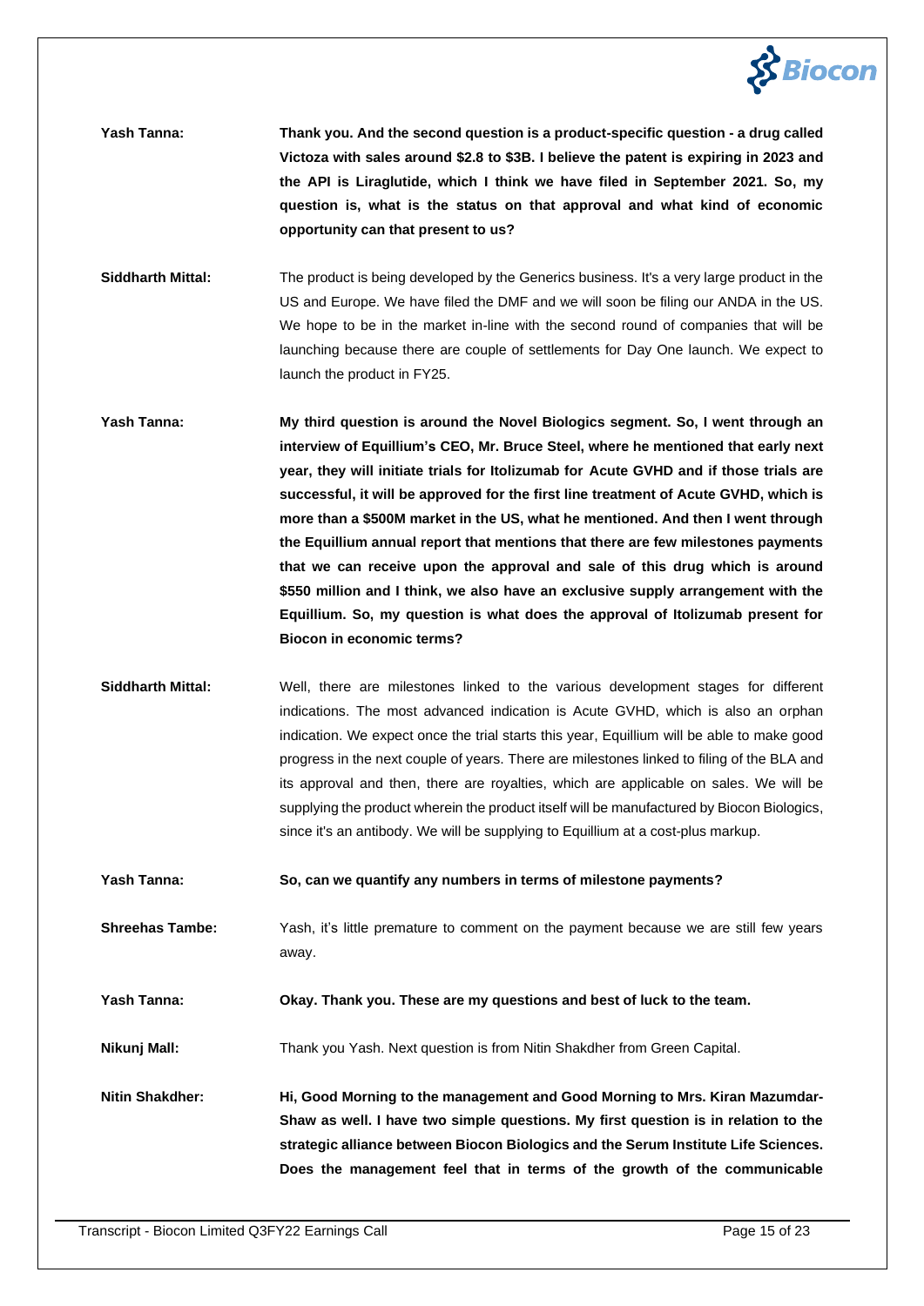**Yash Tanna:** **Thank you. And the second question is a product-specific question - a drug called Victoza with sales around $2.8 to $3B. I believe the patent is expiring in 2023 and the API is Liraglutide, which I think we have filed in September 2021. So, my question is, what is the status on that approval and what kind of economic opportunity can that present to us?**

**Siddharth Mittal:** The product is being developed by the Generics business. It's a very large product in the US and Europe. We have filed the DMF and we will soon be filing our ANDA in the US. We hope to be in the market in-line with the second round of companies that will be launching because there are couple of settlements for Day One launch. We expect to launch the product in FY25.

**Yash Tanna:** **My third question is around the Novel Biologics segment. So, I went through an interview of Equillium's CEO, Mr. Bruce Steel, where he mentioned that early next year, they will initiate trials for Itolizumab for Acute GVHD and if those trials are successful, it will be approved for the first line treatment of Acute GVHD, which is more than a $500M market in the US, what he mentioned. And then I went through the Equillium annual report that mentions that there are few milestones payments that we can receive upon the approval and sale of this drug which is around $550 million and I think, we also have an exclusive supply arrangement with the Equillium. So, my question is what does the approval of Itolizumab present for Biocon in economic terms?**

**Siddharth Mittal:** Well, there are milestones linked to the various development stages for different indications. The most advanced indication is Acute GVHD, which is also an orphan indication. We expect once the trial starts this year, Equillium will be able to make good progress in the next couple of years. There are milestones linked to filing of the BLA and its approval and then, there are royalties, which are applicable on sales. We will be supplying the product wherein the product itself will be manufactured by Biocon Biologics, since it's an antibody. We will be supplying to Equillium at a cost-plus markup.

**Yash Tanna:** **So, can we quantify any numbers in terms of milestone payments?**

**Shreehas Tambe:** Yash, it's little premature to comment on the payment because we are still few years away.

**Yash Tanna:** **Okay. Thank you. These are my questions and best of luck to the team.**

**Nikunj Mall:** Thank you Yash. Next question is from Nitin Shakdher from Green Capital.

**Nitin Shakdher:** **Hi, Good Morning to the management and Good Morning to Mrs. Kiran Mazumdar-Shaw as well. I have two simple questions. My first question is in relation to the strategic alliance between Biocon Biologics and the Serum Institute Life Sciences. Does the management feel that in terms of the growth of the communicable**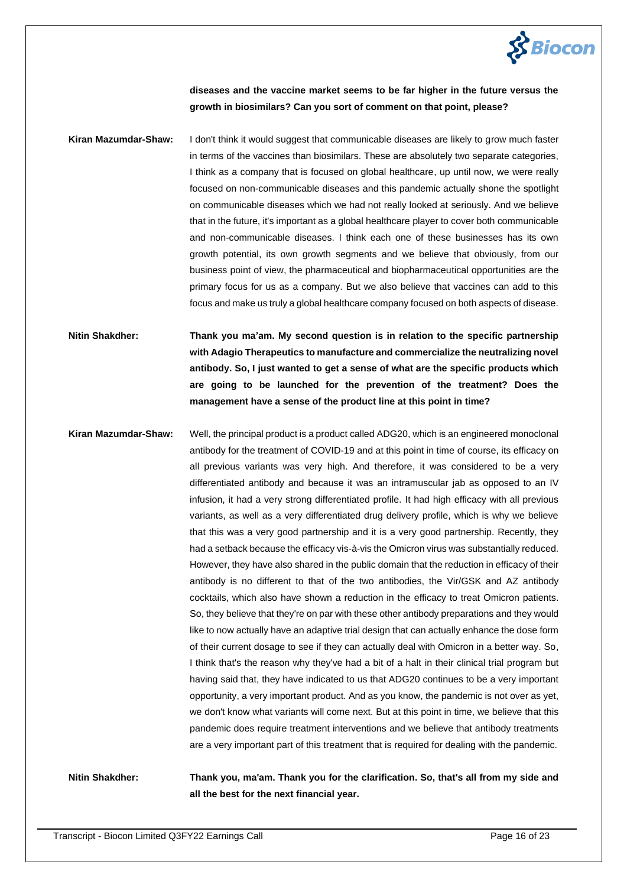**diseases and the vaccine market seems to be far higher in the future versus the growth in biosimilars? Can you sort of comment on that point, please?**

**Kiran Mazumdar-Shaw:** I don't think it would suggest that communicable diseases are likely to grow much faster in terms of the vaccines than biosimilars. These are absolutely two separate categories, I think as a company that is focused on global healthcare, up until now, we were really focused on non-communicable diseases and this pandemic actually shone the spotlight on communicable diseases which we had not really looked at seriously. And we believe that in the future, it's important as a global healthcare player to cover both communicable and non-communicable diseases. I think each one of these businesses has its own growth potential, its own growth segments and we believe that obviously, from our business point of view, the pharmaceutical and biopharmaceutical opportunities are the primary focus for us as a company. But we also believe that vaccines can add to this focus and make us truly a global healthcare company focused on both aspects of disease.

**Nitin Shakdher:** **Thank you ma'am. My second question is in relation to the specific partnership with Adagio Therapeutics to manufacture and commercialize the neutralizing novel antibody. So, I just wanted to get a sense of what are the specific products which are going to be launched for the prevention of the treatment? Does the management have a sense of the product line at this point in time?**

**Kiran Mazumdar-Shaw:** Well, the principal product is a product called ADG20, which is an engineered monoclonal antibody for the treatment of COVID-19 and at this point in time of course, its efficacy on all previous variants was very high. And therefore, it was considered to be a very differentiated antibody and because it was an intramuscular jab as opposed to an IV infusion, it had a very strong differentiated profile. It had high efficacy with all previous variants, as well as a very differentiated drug delivery profile, which is why we believe that this was a very good partnership and it is a very good partnership. Recently, they had a setback because the efficacy vis-à-vis the Omicron virus was substantially reduced. However, they have also shared in the public domain that the reduction in efficacy of their antibody is no different to that of the two antibodies, the Vir/GSK and AZ antibody cocktails, which also have shown a reduction in the efficacy to treat Omicron patients. So, they believe that they're on par with these other antibody preparations and they would like to now actually have an adaptive trial design that can actually enhance the dose form of their current dosage to see if they can actually deal with Omicron in a better way. So, I think that's the reason why they've had a bit of a halt in their clinical trial program but having said that, they have indicated to us that ADG20 continues to be a very important opportunity, a very important product. And as you know, the pandemic is not over as yet, we don't know what variants will come next. But at this point in time, we believe that this pandemic does require treatment interventions and we believe that antibody treatments are a very important part of this treatment that is required for dealing with the pandemic.

**Nitin Shakdher:** **Thank you, ma'am. Thank you for the clarification. So, that's all from my side and all the best for the next financial year.**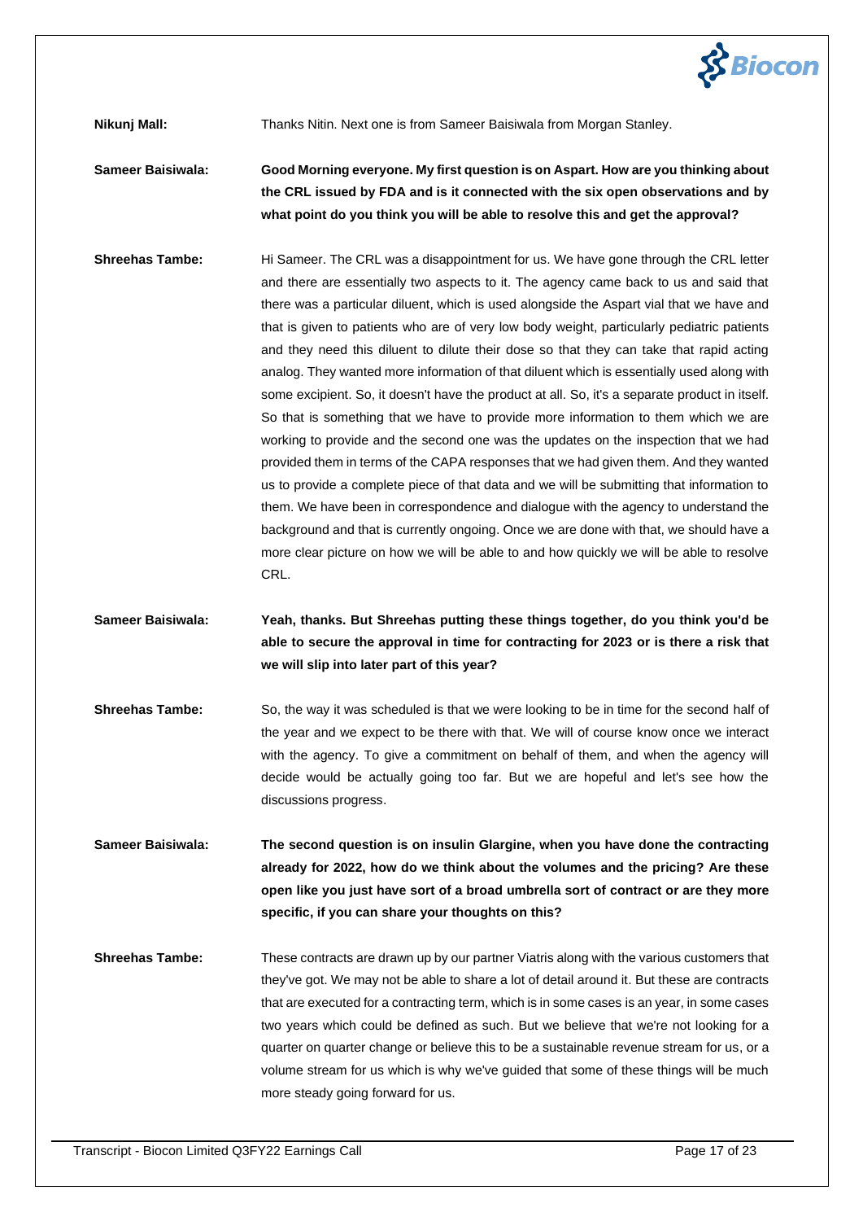**Nikunj Mall:** Thanks Nitin. Next one is from Sameer Baisiwala from Morgan Stanley.

**Sameer Baisiwala: Good Morning everyone. My first question is on Aspart. How are you thinking about the CRL issued by FDA and is it connected with the six open observations and by what point do you think you will be able to resolve this and get the approval?**

**Shreehas Tambe:** Hi Sameer. The CRL was a disappointment for us. We have gone through the CRL letter and there are essentially two aspects to it. The agency came back to us and said that there was a particular diluent, which is used alongside the Aspart vial that we have and that is given to patients who are of very low body weight, particularly pediatric patients and they need this diluent to dilute their dose so that they can take that rapid acting analog. They wanted more information of that diluent which is essentially used along with some excipient. So, it doesn't have the product at all. So, it's a separate product in itself. So that is something that we have to provide more information to them which we are working to provide and the second one was the updates on the inspection that we had provided them in terms of the CAPA responses that we had given them. And they wanted us to provide a complete piece of that data and we will be submitting that information to them. We have been in correspondence and dialogue with the agency to understand the background and that is currently ongoing. Once we are done with that, we should have a more clear picture on how we will be able to and how quickly we will be able to resolve CRL.

**Sameer Baisiwala: Yeah, thanks. But Shreehas putting these things together, do you think you'd be able to secure the approval in time for contracting for 2023 or is there a risk that we will slip into later part of this year?**

**Shreehas Tambe:** So, the way it was scheduled is that we were looking to be in time for the second half of the year and we expect to be there with that. We will of course know once we interact with the agency. To give a commitment on behalf of them, and when the agency will decide would be actually going too far. But we are hopeful and let's see how the discussions progress.

**Sameer Baisiwala: The second question is on insulin Glargine, when you have done the contracting already for 2022, how do we think about the volumes and the pricing? Are these open like you just have sort of a broad umbrella sort of contract or are they more specific, if you can share your thoughts on this?**

**Shreehas Tambe:** These contracts are drawn up by our partner Viatris along with the various customers that they've got. We may not be able to share a lot of detail around it. But these are contracts that are executed for a contracting term, which is in some cases is an year, in some cases two years which could be defined as such. But we believe that we're not looking for a quarter on quarter change or believe this to be a sustainable revenue stream for us, or a volume stream for us which is why we've guided that some of these things will be much more steady going forward for us.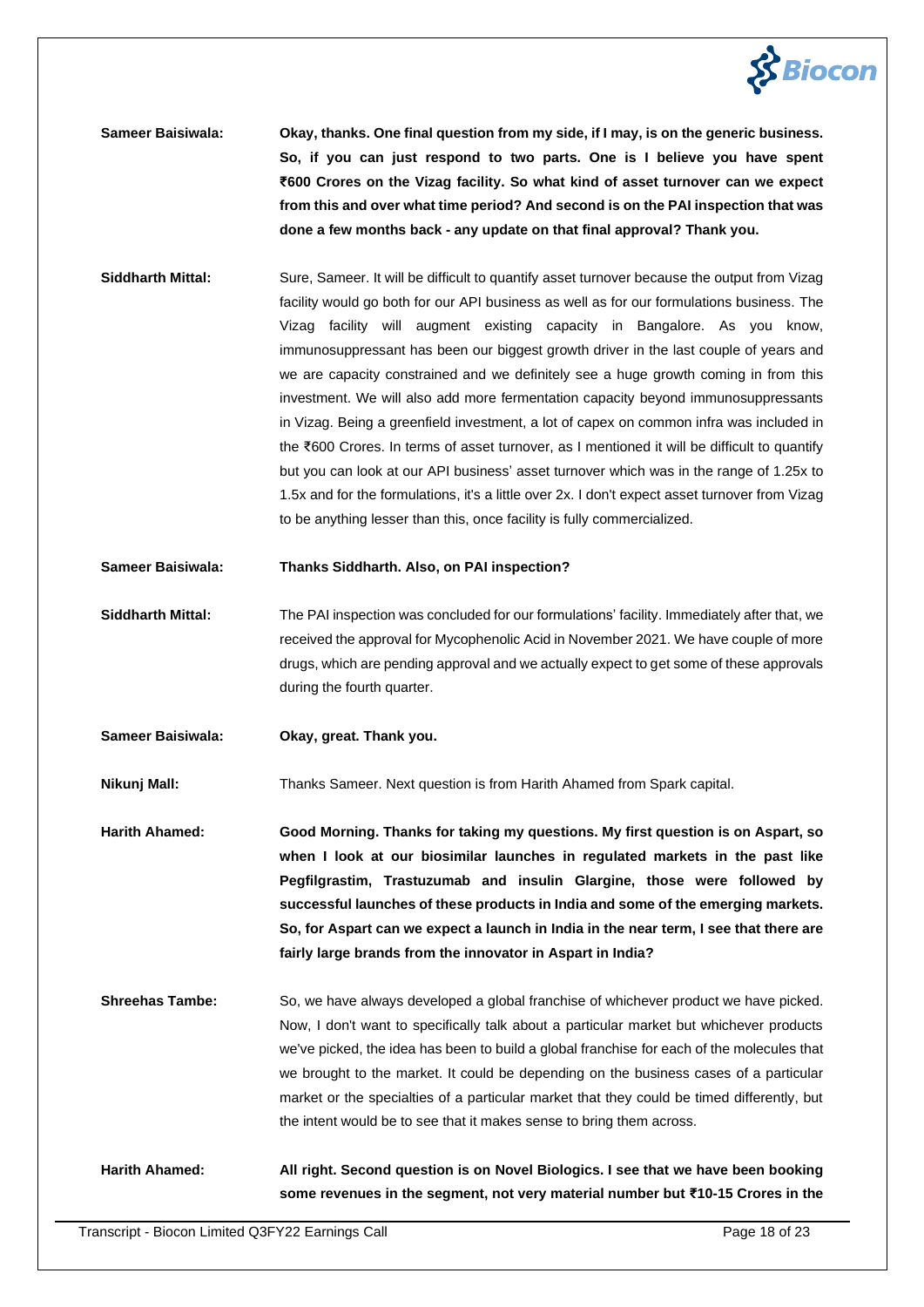**Sameer Baisiwala:** **Okay, thanks. One final question from my side, if I may, is on the generic business. So, if you can just respond to two parts. One is I believe you have spent ₹600 Crores on the Vizag facility. So what kind of asset turnover can we expect from this and over what time period? And second is on the PAI inspection that was done a few months back - any update on that final approval? Thank you.**

**Siddharth Mittal:** Sure, Sameer. It will be difficult to quantify asset turnover because the output from Vizag facility would go both for our API business as well as for our formulations business. The Vizag facility will augment existing capacity in Bangalore. As you know, immunosuppressant has been our biggest growth driver in the last couple of years and we are capacity constrained and we definitely see a huge growth coming in from this investment. We will also add more fermentation capacity beyond immunosuppressants in Vizag. Being a greenfield investment, a lot of capex on common infra was included in the ₹600 Crores. In terms of asset turnover, as I mentioned it will be difficult to quantify but you can look at our API business' asset turnover which was in the range of 1.25x to 1.5x and for the formulations, it's a little over 2x. I don't expect asset turnover from Vizag to be anything lesser than this, once facility is fully commercialized.

**Sameer Baisiwala:** **Thanks Siddharth. Also, on PAI inspection?**

**Siddharth Mittal:** The PAI inspection was concluded for our formulations' facility. Immediately after that, we received the approval for Mycophenolic Acid in November 2021. We have couple of more drugs, which are pending approval and we actually expect to get some of these approvals during the fourth quarter.

**Sameer Baisiwala:** **Okay, great. Thank you.**

**Nikunj Mall:** Thanks Sameer. Next question is from Harith Ahamed from Spark capital.

**Harith Ahamed:** **Good Morning. Thanks for taking my questions. My first question is on Aspart, so when I look at our biosimilar launches in regulated markets in the past like Pegfilgrastim, Trastuzumab and insulin Glargine, those were followed by successful launches of these products in India and some of the emerging markets. So, for Aspart can we expect a launch in India in the near term, I see that there are fairly large brands from the innovator in Aspart in India?**

**Shreehas Tambe:** So, we have always developed a global franchise of whichever product we have picked. Now, I don't want to specifically talk about a particular market but whichever products we've picked, the idea has been to build a global franchise for each of the molecules that we brought to the market. It could be depending on the business cases of a particular market or the specialties of a particular market that they could be timed differently, but the intent would be to see that it makes sense to bring them across.

**Harith Ahamed:** **All right. Second question is on Novel Biologics. I see that we have been booking some revenues in the segment, not very material number but ₹10-15 Crores in the**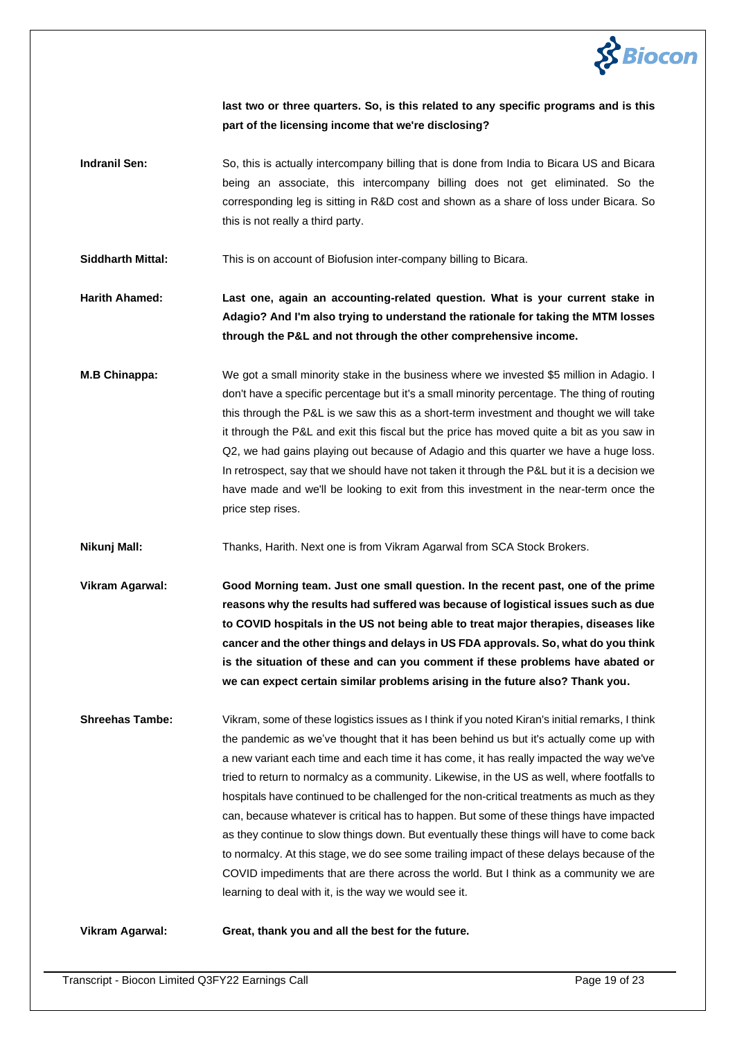**last two or three quarters. So, is this related to any specific programs and is this part of the licensing income that we're disclosing?**

**Indranil Sen:** So, this is actually intercompany billing that is done from India to Bicara US and Bicara being an associate, this intercompany billing does not get eliminated. So the corresponding leg is sitting in R&D cost and shown as a share of loss under Bicara. So this is not really a third party.

**Siddharth Mittal:** This is on account of Biofusion inter-company billing to Bicara.

**Harith Ahamed:** **Last one, again an accounting-related question. What is your current stake in Adagio? And I'm also trying to understand the rationale for taking the MTM losses through the P&L and not through the other comprehensive income.**

**M.B Chinappa:** We got a small minority stake in the business where we invested $5 million in Adagio. I don't have a specific percentage but it's a small minority percentage. The thing of routing this through the P&L is we saw this as a short-term investment and thought we will take it through the P&L and exit this fiscal but the price has moved quite a bit as you saw in Q2, we had gains playing out because of Adagio and this quarter we have a huge loss. In retrospect, say that we should have not taken it through the P&L but it is a decision we have made and we'll be looking to exit from this investment in the near-term once the price step rises.

**Nikunj Mall:** Thanks, Harith. Next one is from Vikram Agarwal from SCA Stock Brokers.

**Vikram Agarwal:** **Good Morning team. Just one small question. In the recent past, one of the prime reasons why the results had suffered was because of logistical issues such as due to COVID hospitals in the US not being able to treat major therapies, diseases like cancer and the other things and delays in US FDA approvals. So, what do you think is the situation of these and can you comment if these problems have abated or we can expect certain similar problems arising in the future also? Thank you.**

**Shreehas Tambe:** Vikram, some of these logistics issues as I think if you noted Kiran's initial remarks, I think the pandemic as we've thought that it has been behind us but it's actually come up with a new variant each time and each time it has come, it has really impacted the way we've tried to return to normalcy as a community. Likewise, in the US as well, where footfalls to hospitals have continued to be challenged for the non-critical treatments as much as they can, because whatever is critical has to happen. But some of these things have impacted as they continue to slow things down. But eventually these things will have to come back to normalcy. At this stage, we do see some trailing impact of these delays because of the COVID impediments that are there across the world. But I think as a community we are learning to deal with it, is the way we would see it.

**Vikram Agarwal:** **Great, thank you and all the best for the future.**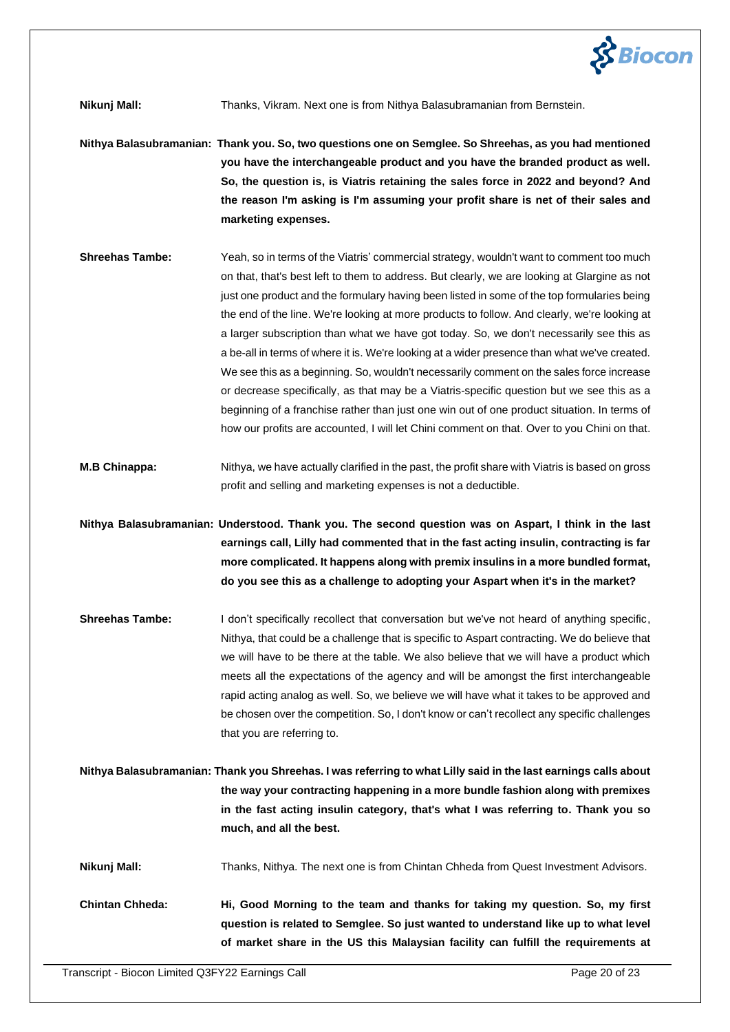**Nikunj Mall:** Thanks, Vikram. Next one is from Nithya Balasubramanian from Bernstein.

**Nithya Balasubramanian: Thank you. So, two questions one on Semglee. So Shreehas, as you had mentioned you have the interchangeable product and you have the branded product as well. So, the question is, is Viatris retaining the sales force in 2022 and beyond? And the reason I'm asking is I'm assuming your profit share is net of their sales and marketing expenses.**

**Shreehas Tambe:** Yeah, so in terms of the Viatris' commercial strategy, wouldn't want to comment too much on that, that's best left to them to address. But clearly, we are looking at Glargine as not just one product and the formulary having been listed in some of the top formularies being the end of the line. We're looking at more products to follow. And clearly, we're looking at a larger subscription than what we have got today. So, we don't necessarily see this as a be-all in terms of where it is. We're looking at a wider presence than what we've created. We see this as a beginning. So, wouldn't necessarily comment on the sales force increase or decrease specifically, as that may be a Viatris-specific question but we see this as a beginning of a franchise rather than just one win out of one product situation. In terms of how our profits are accounted, I will let Chini comment on that. Over to you Chini on that.

**M.B Chinappa:** Nithya, we have actually clarified in the past, the profit share with Viatris is based on gross profit and selling and marketing expenses is not a deductible.

**Nithya Balasubramanian: Understood. Thank you. The second question was on Aspart, I think in the last earnings call, Lilly had commented that in the fast acting insulin, contracting is far more complicated. It happens along with premix insulins in a more bundled format, do you see this as a challenge to adopting your Aspart when it's in the market?**

**Shreehas Tambe:** I don't specifically recollect that conversation but we've not heard of anything specific, Nithya, that could be a challenge that is specific to Aspart contracting. We do believe that we will have to be there at the table. We also believe that we will have a product which meets all the expectations of the agency and will be amongst the first interchangeable rapid acting analog as well. So, we believe we will have what it takes to be approved and be chosen over the competition. So, I don't know or can't recollect any specific challenges that you are referring to.

**Nithya Balasubramanian: Thank you Shreehas. I was referring to what Lilly said in the last earnings calls about the way your contracting happening in a more bundle fashion along with premixes in the fast acting insulin category, that's what I was referring to. Thank you so much, and all the best.**

**Nikunj Mall:** Thanks, Nithya. The next one is from Chintan Chheda from Quest Investment Advisors.

**Chintan Chheda: Hi, Good Morning to the team and thanks for taking my question. So, my first question is related to Semglee. So just wanted to understand like up to what level of market share in the US this Malaysian facility can fulfill the requirements at**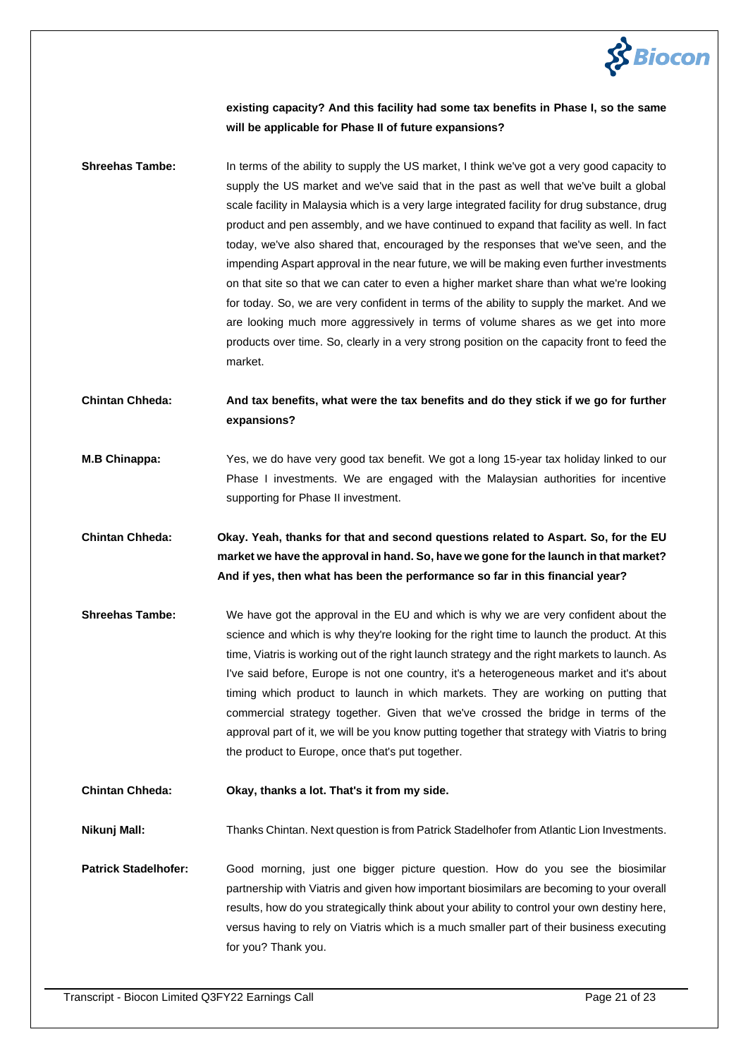**existing capacity? And this facility had some tax benefits in Phase I, so the same will be applicable for Phase II of future expansions?**

**Shreehas Tambe:** In terms of the ability to supply the US market, I think we've got a very good capacity to supply the US market and we've said that in the past as well that we've built a global scale facility in Malaysia which is a very large integrated facility for drug substance, drug product and pen assembly, and we have continued to expand that facility as well. In fact today, we've also shared that, encouraged by the responses that we've seen, and the impending Aspart approval in the near future, we will be making even further investments on that site so that we can cater to even a higher market share than what we're looking for today. So, we are very confident in terms of the ability to supply the market. And we are looking much more aggressively in terms of volume shares as we get into more products over time. So, clearly in a very strong position on the capacity front to feed the market.

**Chintan Chheda: And tax benefits, what were the tax benefits and do they stick if we go for further expansions?**

**M.B Chinappa:** Yes, we do have very good tax benefit. We got a long 15-year tax holiday linked to our Phase I investments. We are engaged with the Malaysian authorities for incentive supporting for Phase II investment.

**Chintan Chheda: Okay. Yeah, thanks for that and second questions related to Aspart. So, for the EU market we have the approval in hand. So, have we gone for the launch in that market? And if yes, then what has been the performance so far in this financial year?**

**Shreehas Tambe:** We have got the approval in the EU and which is why we are very confident about the science and which is why they're looking for the right time to launch the product. At this time, Viatris is working out of the right launch strategy and the right markets to launch. As I've said before, Europe is not one country, it's a heterogeneous market and it's about timing which product to launch in which markets. They are working on putting that commercial strategy together. Given that we've crossed the bridge in terms of the approval part of it, we will be you know putting together that strategy with Viatris to bring the product to Europe, once that's put together.

**Chintan Chheda: Okay, thanks a lot. That's it from my side.**

**Nikunj Mall:** Thanks Chintan. Next question is from Patrick Stadelhofer from Atlantic Lion Investments.

**Patrick Stadelhofer:** Good morning, just one bigger picture question. How do you see the biosimilar partnership with Viatris and given how important biosimilars are becoming to your overall results, how do you strategically think about your ability to control your own destiny here, versus having to rely on Viatris which is a much smaller part of their business executing for you? Thank you.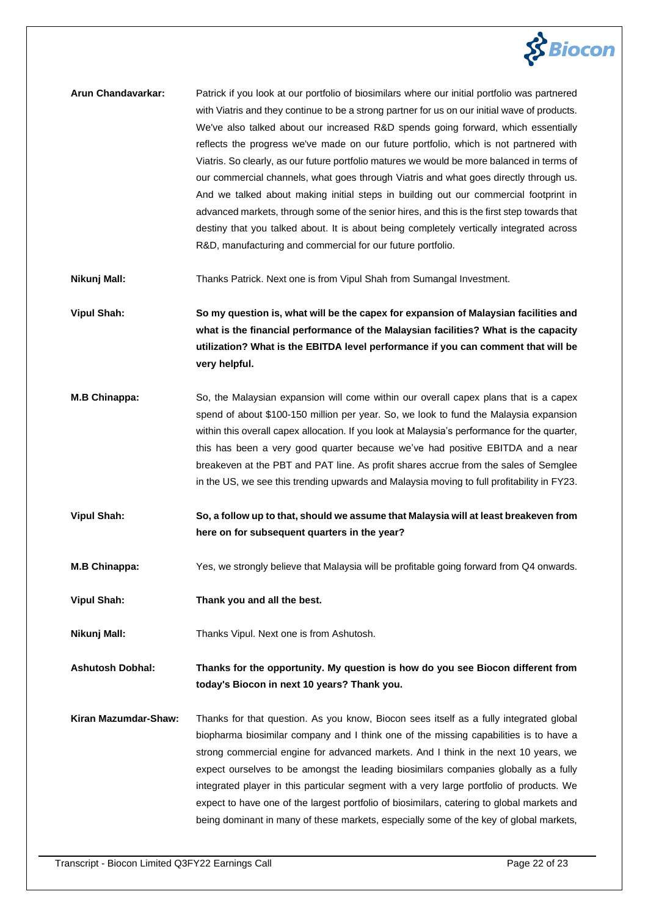**Arun Chandavarkar:** Patrick if you look at our portfolio of biosimilars where our initial portfolio was partnered with Viatris and they continue to be a strong partner for us on our initial wave of products. We've also talked about our increased R&D spends going forward, which essentially reflects the progress we've made on our future portfolio, which is not partnered with Viatris. So clearly, as our future portfolio matures we would be more balanced in terms of our commercial channels, what goes through Viatris and what goes directly through us. And we talked about making initial steps in building out our commercial footprint in advanced markets, through some of the senior hires, and this is the first step towards that destiny that you talked about. It is about being completely vertically integrated across R&D, manufacturing and commercial for our future portfolio.

**Nikunj Mall:** Thanks Patrick. Next one is from Vipul Shah from Sumangal Investment.

**Vipul Shah:** **So my question is, what will be the capex for expansion of Malaysian facilities and what is the financial performance of the Malaysian facilities? What is the capacity utilization? What is the EBITDA level performance if you can comment that will be very helpful.**

**M.B Chinappa:** So, the Malaysian expansion will come within our overall capex plans that is a capex spend of about $100-150 million per year. So, we look to fund the Malaysia expansion within this overall capex allocation. If you look at Malaysia's performance for the quarter, this has been a very good quarter because we've had positive EBITDA and a near breakeven at the PBT and PAT line. As profit shares accrue from the sales of Semglee in the US, we see this trending upwards and Malaysia moving to full profitability in FY23.

**Vipul Shah:** **So, a follow up to that, should we assume that Malaysia will at least breakeven from here on for subsequent quarters in the year?**

**M.B Chinappa:** Yes, we strongly believe that Malaysia will be profitable going forward from Q4 onwards.

**Vipul Shah:** **Thank you and all the best.**

**Nikunj Mall:** Thanks Vipul. Next one is from Ashutosh.

**Ashutosh Dobhal:** **Thanks for the opportunity. My question is how do you see Biocon different from today's Biocon in next 10 years? Thank you.**

**Kiran Mazumdar-Shaw:** Thanks for that question. As you know, Biocon sees itself as a fully integrated global biopharma biosimilar company and I think one of the missing capabilities is to have a strong commercial engine for advanced markets. And I think in the next 10 years, we expect ourselves to be amongst the leading biosimilars companies globally as a fully integrated player in this particular segment with a very large portfolio of products. We expect to have one of the largest portfolio of biosimilars, catering to global markets and being dominant in many of these markets, especially some of the key of global markets,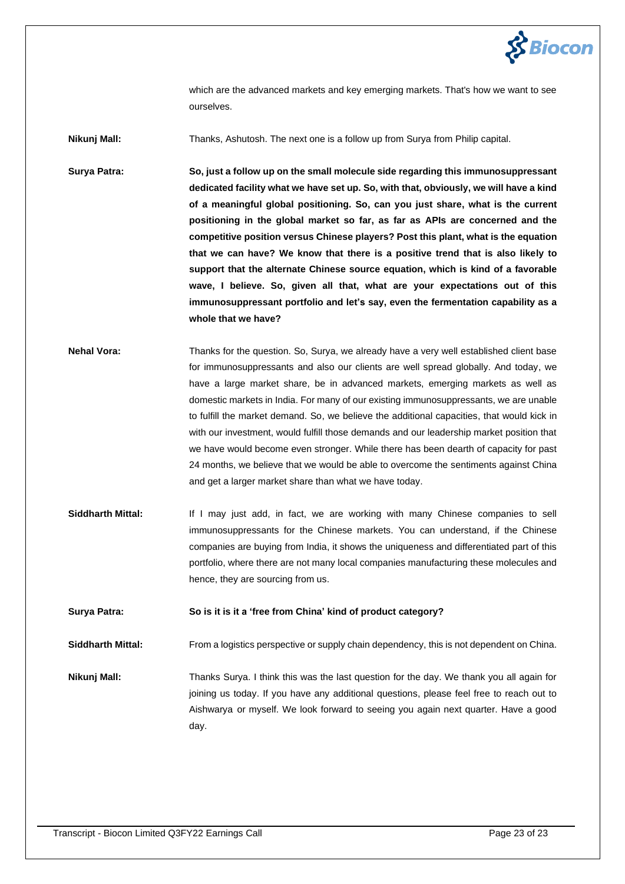which are the advanced markets and key emerging markets. That's how we want to see ourselves.

**Nikunj Mall:** Thanks, Ashutosh. The next one is a follow up from Surya from Philip capital.

**Surya Patra:** **So, just a follow up on the small molecule side regarding this immunosuppressant dedicated facility what we have set up. So, with that, obviously, we will have a kind of a meaningful global positioning. So, can you just share, what is the current positioning in the global market so far, as far as APIs are concerned and the competitive position versus Chinese players? Post this plant, what is the equation that we can have? We know that there is a positive trend that is also likely to support that the alternate Chinese source equation, which is kind of a favorable wave, I believe. So, given all that, what are your expectations out of this immunosuppressant portfolio and let's say, even the fermentation capability as a whole that we have?**

**Nehal Vora:** Thanks for the question. So, Surya, we already have a very well established client base for immunosuppressants and also our clients are well spread globally. And today, we have a large market share, be in advanced markets, emerging markets as well as domestic markets in India. For many of our existing immunosuppressants, we are unable to fulfill the market demand. So, we believe the additional capacities, that would kick in with our investment, would fulfill those demands and our leadership market position that we have would become even stronger. While there has been dearth of capacity for past 24 months, we believe that we would be able to overcome the sentiments against China and get a larger market share than what we have today.

**Siddharth Mittal:** If I may just add, in fact, we are working with many Chinese companies to sell immunosuppressants for the Chinese markets. You can understand, if the Chinese companies are buying from India, it shows the uniqueness and differentiated part of this portfolio, where there are not many local companies manufacturing these molecules and hence, they are sourcing from us.

**Surya Patra:** **So is it is it a 'free from China' kind of product category?**

**Siddharth Mittal:** From a logistics perspective or supply chain dependency, this is not dependent on China.

**Nikunj Mall:** Thanks Surya. I think this was the last question for the day. We thank you all again for joining us today. If you have any additional questions, please feel free to reach out to Aishwarya or myself. We look forward to seeing you again next quarter. Have a good day.